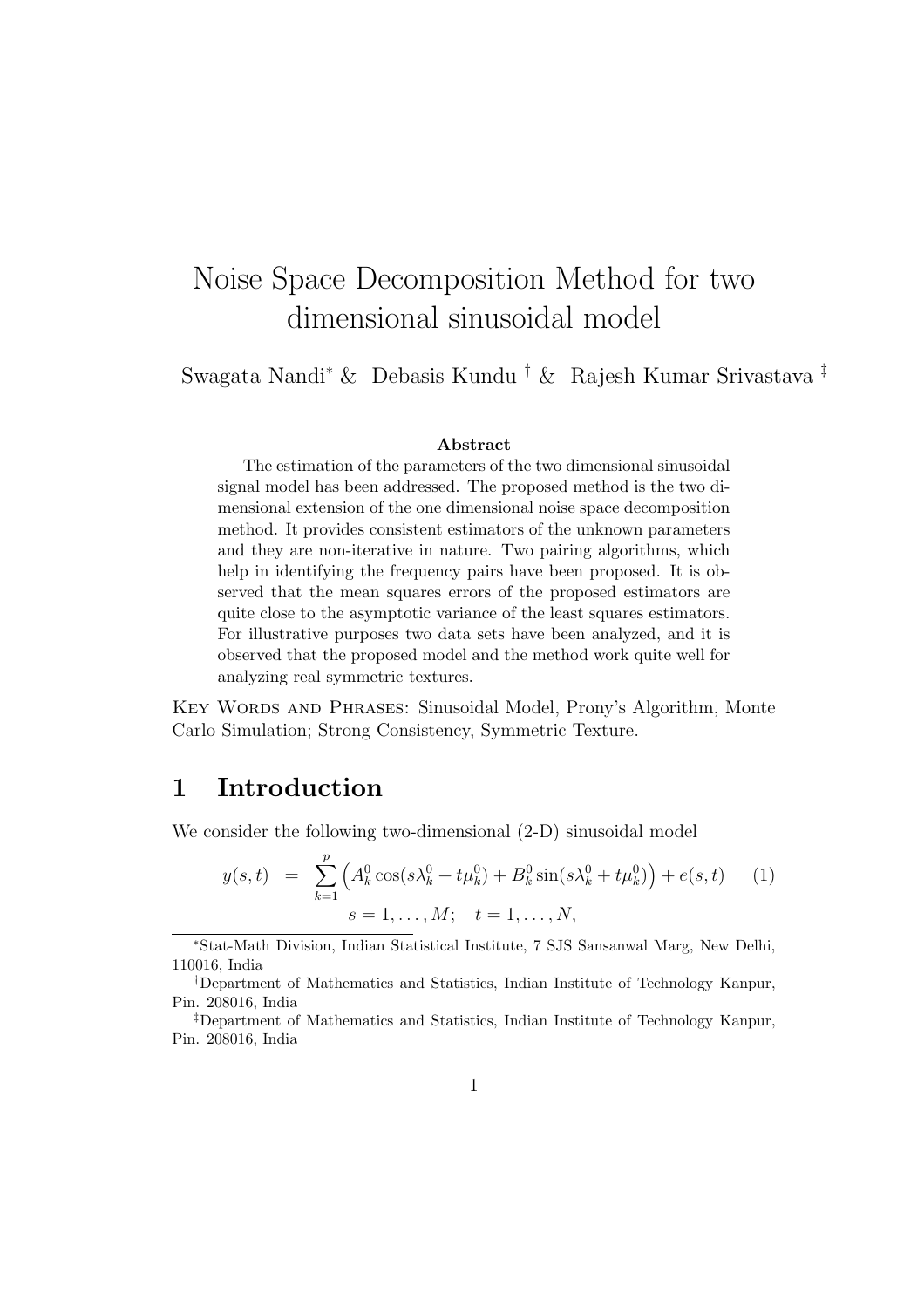# Noise Space Decomposition Method for two dimensional sinusoidal model

Swagata Nandi[*] & Debasis Kundu [†] & Rajesh Kumar Srivastava [‡]

### Abstract

The estimation of the parameters of the two dimensional sinusoidal signal model has been addressed. The proposed method is the two dimensional extension of the one dimensional noise space decomposition method. It provides consistent estimators of the unknown parameters and they are non-iterative in nature. Two pairing algorithms, which help in identifying the frequency pairs have been proposed. It is observed that the mean squares errors of the proposed estimators are quite close to the asymptotic variance of the least squares estimators. For illustrative purposes two data sets have been analyzed, and it is observed that the proposed model and the method work quite well for analyzing real symmetric textures.

Key Words and Phrases: Sinusoidal Model, Prony's Algorithm, Monte Carlo Simulation; Strong Consistency, Symmetric Texture.

## 1 Introduction

We consider the following two-dimensional (2-D) sinusoidal model

$$y(s,t) = \sum_{k=1}^{p} \left( A_k^0 \cos(s\lambda_k^0 + t\mu_k^0) + B_k^0 \sin(s\lambda_k^0 + t\mu_k^0) \right) + e(s,t) \qquad (1)$$

$$s = 1, \ldots, M; \quad t = 1, \ldots, N,$$

[*] Stat-Math Division, Indian Statistical Institute, 7 SJS Sansanwal Marg, New Delhi, 110016, India

[†] Department of Mathematics and Statistics, Indian Institute of Technology Kanpur, Pin. 208016, India

[‡] Department of Mathematics and Statistics, Indian Institute of Technology Kanpur, Pin. 208016, India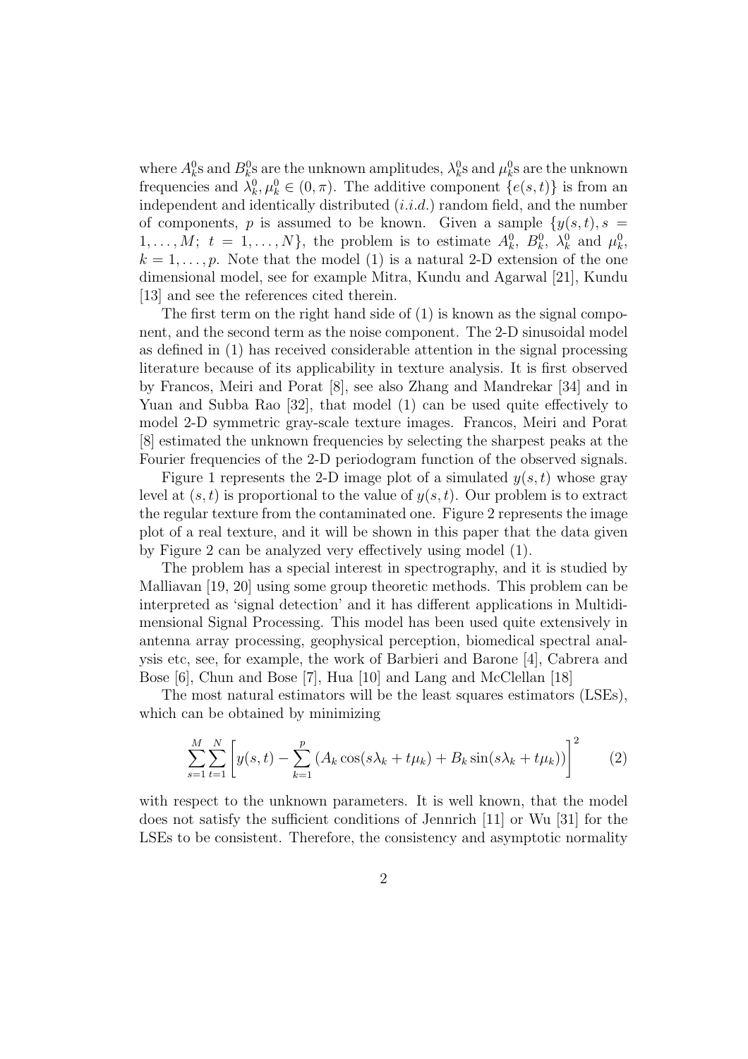where $A_k^0$s and $B_k^0$s are the unknown amplitudes, $\lambda_k^0$s and $\mu_k^0$s are the unknown frequencies and $\lambda_k^0, \mu_k^0 \in (0, \pi)$. The additive component $\{e(s,t)\}$ is from an independent and identically distributed (*i.i.d.*) random field, and the number of components, $p$ is assumed to be known. Given a sample $\{y(s,t), s = 1, \ldots, M;\ t = 1, \ldots, N\}$, the problem is to estimate $A_k^0$, $B_k^0$, $\lambda_k^0$ and $\mu_k^0$, $k = 1, \ldots, p$. Note that the model (1) is a natural 2-D extension of the one dimensional model, see for example Mitra, Kundu and Agarwal [21], Kundu [13] and see the references cited therein.

The first term on the right hand side of (1) is known as the signal component, and the second term as the noise component. The 2-D sinusoidal model as defined in (1) has received considerable attention in the signal processing literature because of its applicability in texture analysis. It is first observed by Francos, Meiri and Porat [8], see also Zhang and Mandrekar [34] and in Yuan and Subba Rao [32], that model (1) can be used quite effectively to model 2-D symmetric gray-scale texture images. Francos, Meiri and Porat [8] estimated the unknown frequencies by selecting the sharpest peaks at the Fourier frequencies of the 2-D periodogram function of the observed signals.

Figure 1 represents the 2-D image plot of a simulated $y(s,t)$ whose gray level at $(s,t)$ is proportional to the value of $y(s,t)$. Our problem is to extract the regular texture from the contaminated one. Figure 2 represents the image plot of a real texture, and it will be shown in this paper that the data given by Figure 2 can be analyzed very effectively using model (1).

The problem has a special interest in spectrography, and it is studied by Malliavan [19, 20] using some group theoretic methods. This problem can be interpreted as 'signal detection' and it has different applications in Multidimensional Signal Processing. This model has been used quite extensively in antenna array processing, geophysical perception, biomedical spectral analysis etc, see, for example, the work of Barbieri and Barone [4], Cabrera and Bose [6], Chun and Bose [7], Hua [10] and Lang and McClellan [18]

The most natural estimators will be the least squares estimators (LSEs), which can be obtained by minimizing

$$\sum_{s=1}^{M}\sum_{t=1}^{N}\left[y(s,t) - \sum_{k=1}^{p}\left(A_k \cos(s\lambda_k + t\mu_k) + B_k \sin(s\lambda_k + t\mu_k)\right)\right]^2 \qquad (2)$$

with respect to the unknown parameters. It is well known, that the model does not satisfy the sufficient conditions of Jennrich [11] or Wu [31] for the LSEs to be consistent. Therefore, the consistency and asymptotic normality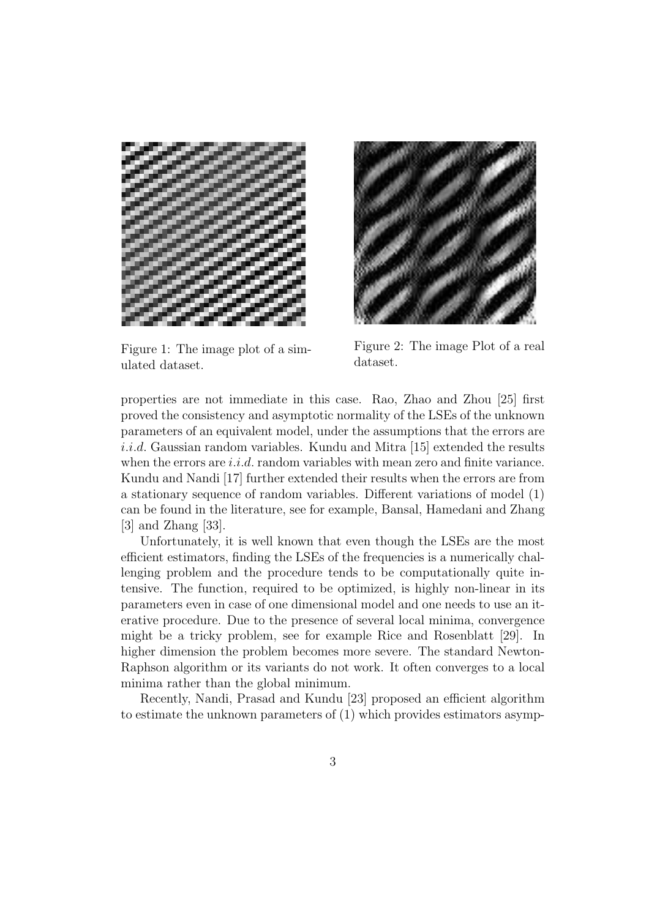Figure 1: The image plot of a simulated dataset.

Figure 2: The image Plot of a real dataset.

properties are not immediate in this case. Rao, Zhao and Zhou [25] first proved the consistency and asymptotic normality of the LSEs of the unknown parameters of an equivalent model, under the assumptions that the errors are *i.i.d.* Gaussian random variables. Kundu and Mitra [15] extended the results when the errors are *i.i.d.* random variables with mean zero and finite variance. Kundu and Nandi [17] further extended their results when the errors are from a stationary sequence of random variables. Different variations of model (1) can be found in the literature, see for example, Bansal, Hamedani and Zhang [3] and Zhang [33].

Unfortunately, it is well known that even though the LSEs are the most efficient estimators, finding the LSEs of the frequencies is a numerically challenging problem and the procedure tends to be computationally quite intensive. The function, required to be optimized, is highly non-linear in its parameters even in case of one dimensional model and one needs to use an iterative procedure. Due to the presence of several local minima, convergence might be a tricky problem, see for example Rice and Rosenblatt [29]. In higher dimension the problem becomes more severe. The standard Newton-Raphson algorithm or its variants do not work. It often converges to a local minima rather than the global minimum.

Recently, Nandi, Prasad and Kundu [23] proposed an efficient algorithm to estimate the unknown parameters of (1) which provides estimators asymp-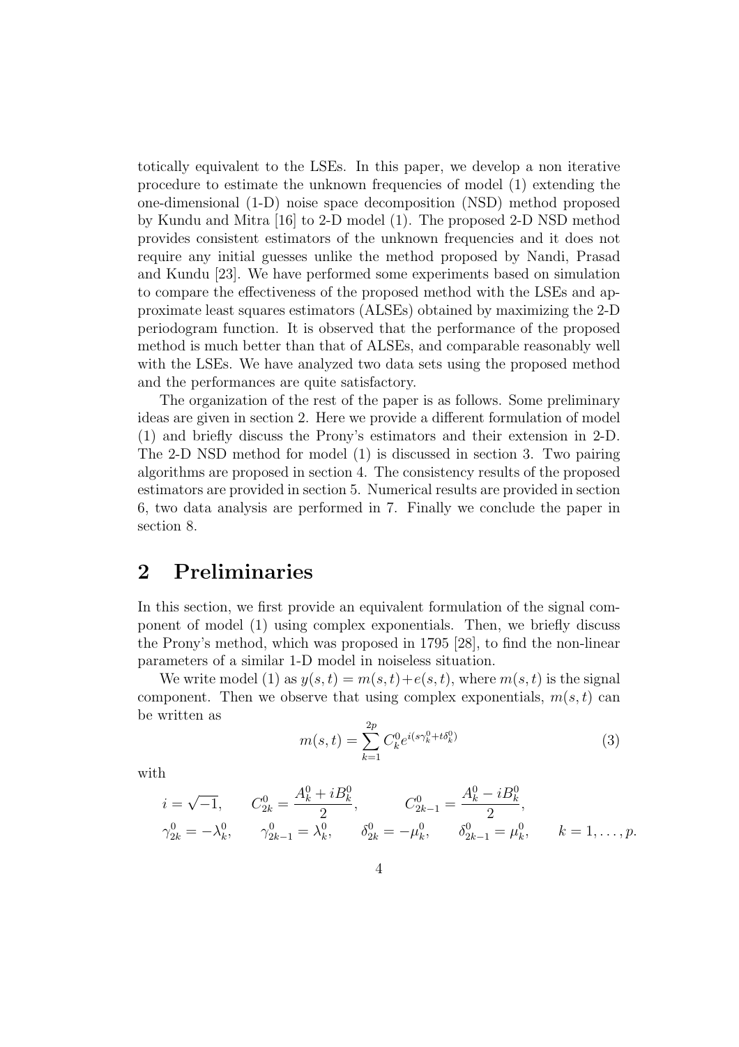totically equivalent to the LSEs. In this paper, we develop a non iterative procedure to estimate the unknown frequencies of model (1) extending the one-dimensional (1-D) noise space decomposition (NSD) method proposed by Kundu and Mitra [16] to 2-D model (1). The proposed 2-D NSD method provides consistent estimators of the unknown frequencies and it does not require any initial guesses unlike the method proposed by Nandi, Prasad and Kundu [23]. We have performed some experiments based on simulation to compare the effectiveness of the proposed method with the LSEs and approximate least squares estimators (ALSEs) obtained by maximizing the 2-D periodogram function. It is observed that the performance of the proposed method is much better than that of ALSEs, and comparable reasonably well with the LSEs. We have analyzed two data sets using the proposed method and the performances are quite satisfactory.

The organization of the rest of the paper is as follows. Some preliminary ideas are given in section 2. Here we provide a different formulation of model (1) and briefly discuss the Prony's estimators and their extension in 2-D. The 2-D NSD method for model (1) is discussed in section 3. Two pairing algorithms are proposed in section 4. The consistency results of the proposed estimators are provided in section 5. Numerical results are provided in section 6, two data analysis are performed in 7. Finally we conclude the paper in section 8.

# 2 Preliminaries

In this section, we first provide an equivalent formulation of the signal component of model (1) using complex exponentials. Then, we briefly discuss the Prony's method, which was proposed in 1795 [28], to find the non-linear parameters of a similar 1-D model in noiseless situation.

We write model (1) as $y(s,t) = m(s,t) + e(s,t)$, where $m(s,t)$ is the signal component. Then we observe that using complex exponentials, $m(s,t)$ can be written as

$$m(s,t) = \sum_{k=1}^{2p} C_k^0 e^{i(s\gamma_k^0 + t\delta_k^0)} \tag{3}$$

with

$$i = \sqrt{-1}, \qquad C_{2k}^0 = \frac{A_k^0 + iB_k^0}{2}, \qquad C_{2k-1}^0 = \frac{A_k^0 - iB_k^0}{2},$$
$$\gamma_{2k}^0 = -\lambda_k^0, \qquad \gamma_{2k-1}^0 = \lambda_k^0, \qquad \delta_{2k}^0 = -\mu_k^0, \qquad \delta_{2k-1}^0 = \mu_k^0, \qquad k = 1, \ldots, p.$$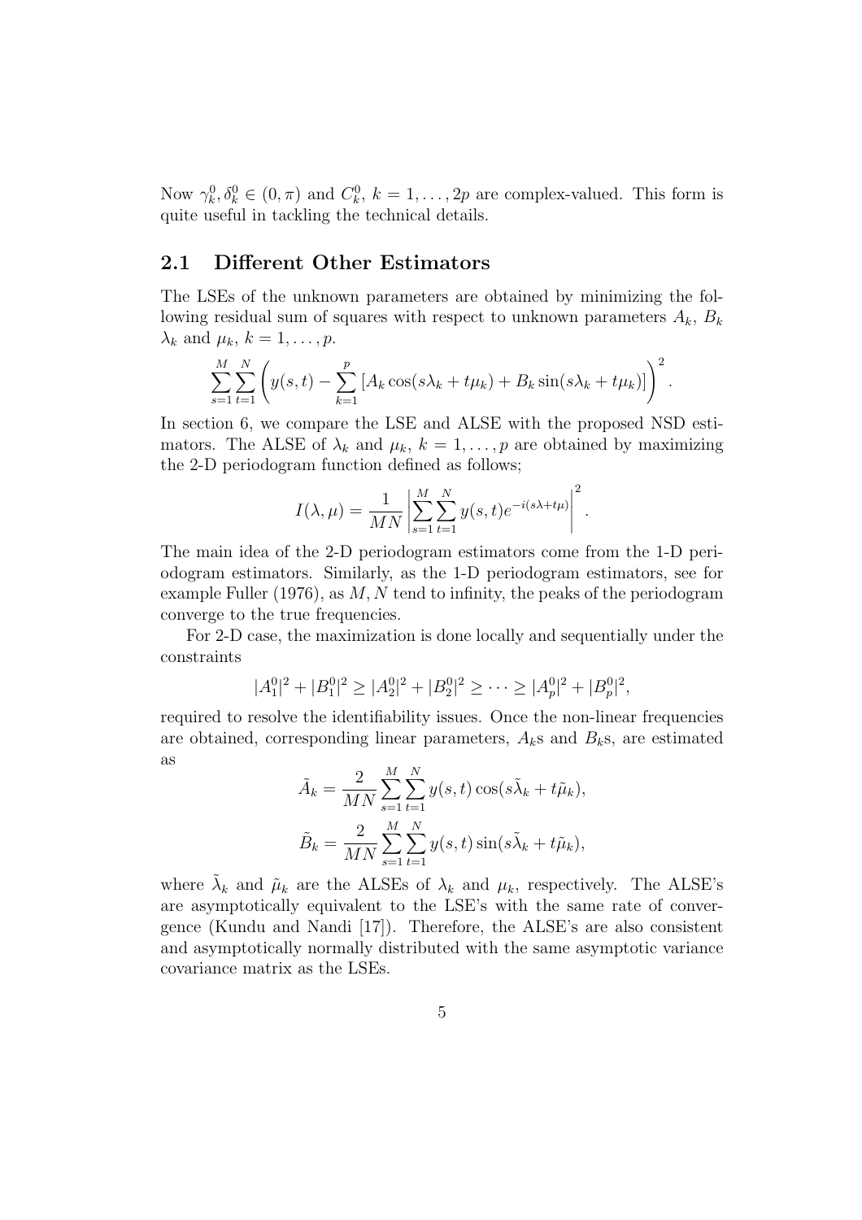Now $\gamma_k^0, \delta_k^0 \in (0, \pi)$ and $C_k^0$, $k = 1, \ldots, 2p$ are complex-valued. This form is quite useful in tackling the technical details.

## 2.1 Different Other Estimators

The LSEs of the unknown parameters are obtained by minimizing the following residual sum of squares with respect to unknown parameters $A_k$, $B_k$ $\lambda_k$ and $\mu_k$, $k = 1, \ldots, p$.

$$\sum_{s=1}^{M}\sum_{t=1}^{N}\left(y(s,t) - \sum_{k=1}^{p}\left[A_k\cos(s\lambda_k + t\mu_k) + B_k\sin(s\lambda_k + t\mu_k)\right]\right)^2.$$

In section 6, we compare the LSE and ALSE with the proposed NSD estimators. The ALSE of $\lambda_k$ and $\mu_k$, $k = 1, \ldots, p$ are obtained by maximizing the 2-D periodogram function defined as follows;

$$I(\lambda, \mu) = \frac{1}{MN}\left|\sum_{s=1}^{M}\sum_{t=1}^{N} y(s,t)e^{-i(s\lambda + t\mu)}\right|^2.$$

The main idea of the 2-D periodogram estimators come from the 1-D periodogram estimators. Similarly, as the 1-D periodogram estimators, see for example Fuller (1976), as $M, N$ tend to infinity, the peaks of the periodogram converge to the true frequencies.

For 2-D case, the maximization is done locally and sequentially under the constraints

$$|A_1^0|^2 + |B_1^0|^2 \geq |A_2^0|^2 + |B_2^0|^2 \geq \cdots \geq |A_p^0|^2 + |B_p^0|^2,$$

required to resolve the identifiability issues. Once the non-linear frequencies are obtained, corresponding linear parameters, $A_k$s and $B_k$s, are estimated as

$$\tilde{A}_k = \frac{2}{MN}\sum_{s=1}^{M}\sum_{t=1}^{N} y(s,t)\cos(s\tilde{\lambda}_k + t\tilde{\mu}_k),$$

$$\tilde{B}_k = \frac{2}{MN}\sum_{s=1}^{M}\sum_{t=1}^{N} y(s,t)\sin(s\tilde{\lambda}_k + t\tilde{\mu}_k),$$

where $\tilde{\lambda}_k$ and $\tilde{\mu}_k$ are the ALSEs of $\lambda_k$ and $\mu_k$, respectively. The ALSE's are asymptotically equivalent to the LSE's with the same rate of convergence (Kundu and Nandi [17]). Therefore, the ALSE's are also consistent and asymptotically normally distributed with the same asymptotic variance covariance matrix as the LSEs.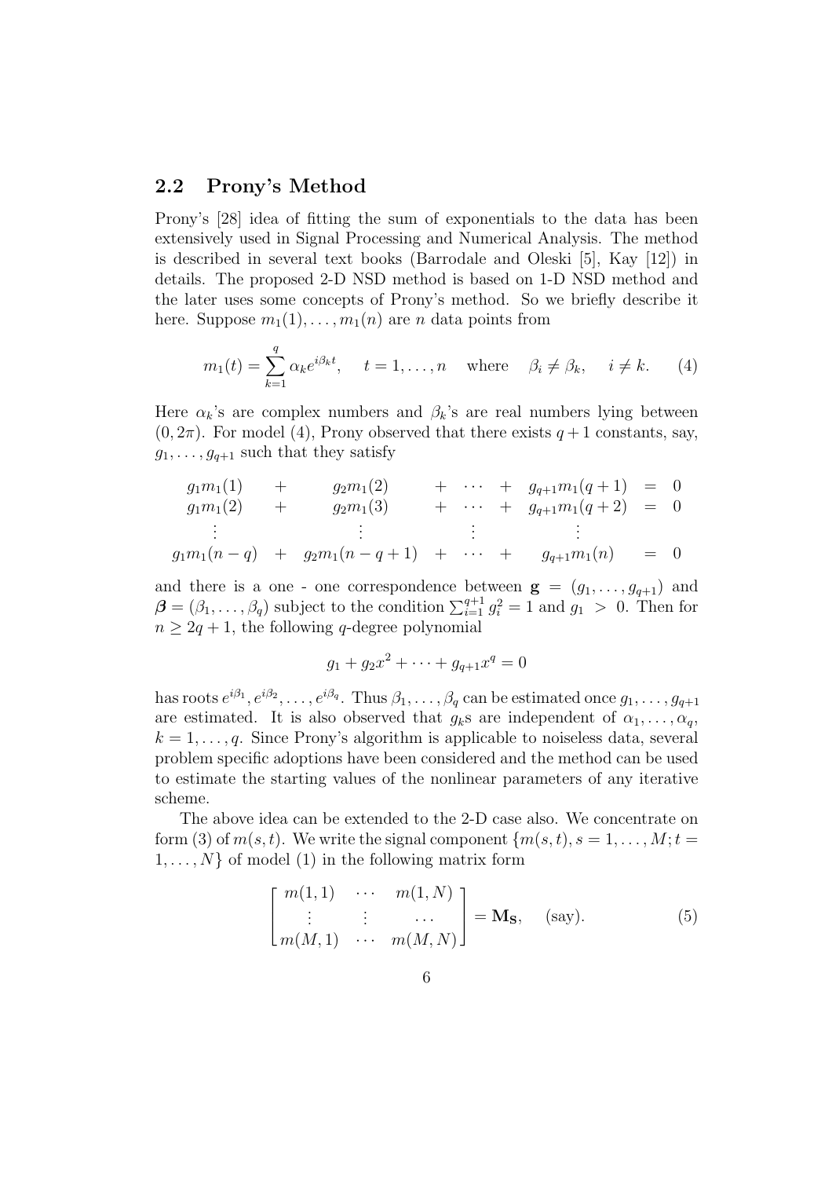## 2.2 Prony's Method

Prony's [28] idea of fitting the sum of exponentials to the data has been extensively used in Signal Processing and Numerical Analysis. The method is described in several text books (Barrodale and Oleski [5], Kay [12]) in details. The proposed 2-D NSD method is based on 1-D NSD method and the later uses some concepts of Prony's method. So we briefly describe it here. Suppose $m_1(1), \ldots, m_1(n)$ are $n$ data points from

$$m_1(t) = \sum_{k=1}^{q} \alpha_k e^{i\beta_k t}, \quad t = 1, \ldots, n \quad \text{where} \quad \beta_i \neq \beta_k, \quad i \neq k. \tag{4}$$

Here $\alpha_k$'s are complex numbers and $\beta_k$'s are real numbers lying between $(0, 2\pi)$. For model (4), Prony observed that there exists $q+1$ constants, say, $g_1, \ldots, g_{q+1}$ such that they satisfy

$$\begin{array}{ccccccccc}
g_1 m_1(1) & + & g_2 m_1(2) & + & \cdots & + & g_{q+1} m_1(q+1) & = & 0 \\
g_1 m_1(2) & + & g_2 m_1(3) & + & \cdots & + & g_{q+1} m_1(q+2) & = & 0 \\
\vdots & & \vdots & & \vdots & & \vdots & & \\
g_1 m_1(n-q) & + & g_2 m_1(n-q+1) & + & \cdots & + & g_{q+1} m_1(n) & = & 0
\end{array}$$

and there is a one - one correspondence between $\mathbf{g} = (g_1, \ldots, g_{q+1})$ and $\boldsymbol{\beta} = (\beta_1, \ldots, \beta_q)$ subject to the condition $\sum_{i=1}^{q+1} g_i^2 = 1$ and $g_1 > 0$. Then for $n \geq 2q+1$, the following $q$-degree polynomial

$$g_1 + g_2 x^2 + \cdots + g_{q+1} x^q = 0$$

has roots $e^{i\beta_1}, e^{i\beta_2}, \ldots, e^{i\beta_q}$. Thus $\beta_1, \ldots, \beta_q$ can be estimated once $g_1, \ldots, g_{q+1}$ are estimated. It is also observed that $g_k$s are independent of $\alpha_1, \ldots, \alpha_q$, $k = 1, \ldots, q$. Since Prony's algorithm is applicable to noiseless data, several problem specific adoptions have been considered and the method can be used to estimate the starting values of the nonlinear parameters of any iterative scheme.

The above idea can be extended to the 2-D case also. We concentrate on form (3) of $m(s,t)$. We write the signal component $\{m(s,t), s = 1, \ldots, M; t = 1, \ldots, N\}$ of model (1) in the following matrix form

$$\begin{bmatrix} m(1,1) & \cdots & m(1,N) \\ \vdots & \vdots & \cdots \\ m(M,1) & \cdots & m(M,N) \end{bmatrix} = \mathbf{M_S}, \quad \text{(say)}. \tag{5}$$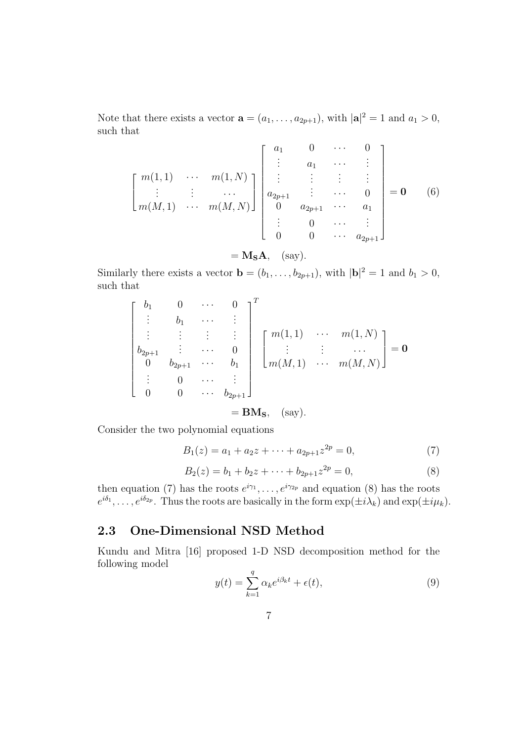Note that there exists a vector $\mathbf{a} = (a_1, \ldots, a_{2p+1})$, with $|\mathbf{a}|^2 = 1$ and $a_1 > 0$, such that

$$
\begin{bmatrix} m(1,1) & \cdots & m(1,N) \\ \vdots & \vdots & \cdots \\ m(M,1) & \cdots & m(M,N) \end{bmatrix}
\begin{bmatrix} a_1 & 0 & \cdots & 0 \\ \vdots & a_1 & \cdots & \vdots \\ \vdots & \vdots & \vdots & \vdots \\ a_{2p+1} & \vdots & \cdots & 0 \\ 0 & a_{2p+1} & \cdots & a_1 \\ \vdots & 0 & \cdots & \vdots \\ 0 & 0 & \cdots & a_{2p+1} \end{bmatrix} = \mathbf{0} \tag{6}
$$

$$
= \mathbf{M_S A}, \quad \text{(say)}.
$$

Similarly there exists a vector $\mathbf{b} = (b_1, \ldots, b_{2p+1})$, with $|\mathbf{b}|^2 = 1$ and $b_1 > 0$, such that

$$
\begin{bmatrix} b_1 & 0 & \cdots & 0 \\ \vdots & b_1 & \cdots & \vdots \\ \vdots & \vdots & \vdots & \vdots \\ b_{2p+1} & \vdots & \cdots & 0 \\ 0 & b_{2p+1} & \cdots & b_1 \\ \vdots & 0 & \cdots & \vdots \\ 0 & 0 & \cdots & b_{2p+1} \end{bmatrix}^T
\begin{bmatrix} m(1,1) & \cdots & m(1,N) \\ \vdots & \vdots & \cdots \\ m(M,1) & \cdots & m(M,N) \end{bmatrix} = \mathbf{0}
$$

$$
= \mathbf{B M_S}, \quad \text{(say)}.
$$

Consider the two polynomial equations

$$
B_1(z) = a_1 + a_2 z + \cdots + a_{2p+1} z^{2p} = 0, \tag{7}
$$

$$
B_2(z) = b_1 + b_2 z + \cdots + b_{2p+1} z^{2p} = 0, \tag{8}
$$

then equation (7) has the roots $e^{i\gamma_1}, \ldots, e^{i\gamma_{2p}}$ and equation (8) has the roots $e^{i\delta_1}, \ldots, e^{i\delta_{2p}}$. Thus the roots are basically in the form $\exp(\pm i\lambda_k)$ and $\exp(\pm i\mu_k)$.

## 2.3 One-Dimensional NSD Method

Kundu and Mitra [16] proposed 1-D NSD decomposition method for the following model

$$
y(t) = \sum_{k=1}^{q} \alpha_k e^{i\beta_k t} + \epsilon(t), \tag{9}
$$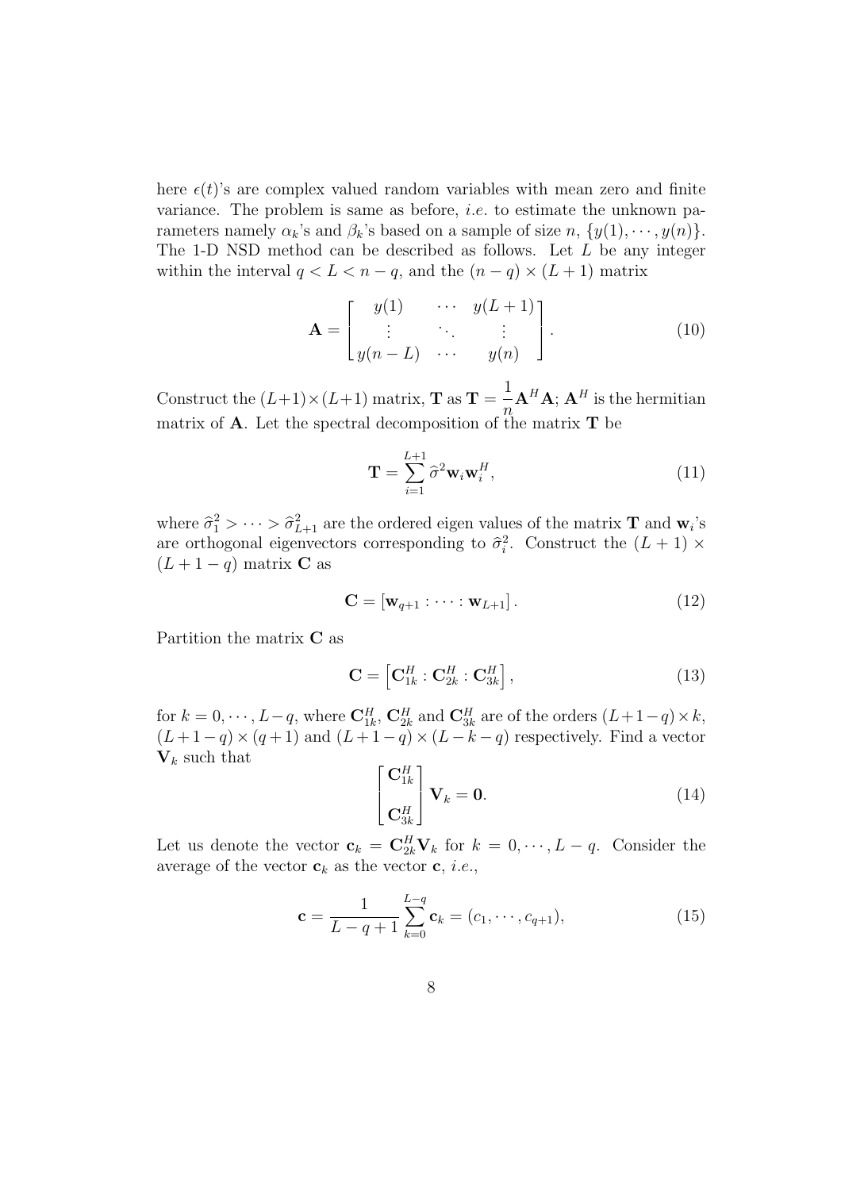here $\epsilon(t)$'s are complex valued random variables with mean zero and finite variance. The problem is same as before, *i.e.* to estimate the unknown parameters namely $\alpha_k$'s and $\beta_k$'s based on a sample of size $n$, $\{y(1), \cdots, y(n)\}$. The 1-D NSD method can be described as follows. Let $L$ be any integer within the interval $q < L < n - q$, and the $(n-q) \times (L+1)$ matrix

$$\mathbf{A} = \begin{bmatrix} y(1) & \cdots & y(L+1) \\ \vdots & \ddots & \vdots \\ y(n-L) & \cdots & y(n) \end{bmatrix}. \tag{10}$$

Construct the $(L+1)\times(L+1)$ matrix, $\mathbf{T}$ as $\mathbf{T} = \frac{1}{n}\mathbf{A}^H\mathbf{A}$; $\mathbf{A}^H$ is the hermitian matrix of $\mathbf{A}$. Let the spectral decomposition of the matrix $\mathbf{T}$ be

$$\mathbf{T} = \sum_{i=1}^{L+1} \widehat{\sigma}^2 \mathbf{w}_i \mathbf{w}_i^H, \tag{11}$$

where $\widehat{\sigma}_1^2 > \cdots > \widehat{\sigma}_{L+1}^2$ are the ordered eigen values of the matrix $\mathbf{T}$ and $\mathbf{w}_i$'s are orthogonal eigenvectors corresponding to $\widehat{\sigma}_i^2$. Construct the $(L+1) \times (L+1-q)$ matrix $\mathbf{C}$ as

$$\mathbf{C} = \left[\mathbf{w}_{q+1} : \cdots : \mathbf{w}_{L+1}\right]. \tag{12}$$

Partition the matrix $\mathbf{C}$ as

$$\mathbf{C} = \left[\mathbf{C}_{1k}^H : \mathbf{C}_{2k}^H : \mathbf{C}_{3k}^H\right], \tag{13}$$

for $k = 0, \cdots, L-q$, where $\mathbf{C}_{1k}^H$, $\mathbf{C}_{2k}^H$ and $\mathbf{C}_{3k}^H$ are of the orders $(L+1-q)\times k$, $(L+1-q)\times(q+1)$ and $(L+1-q)\times(L-k-q)$ respectively. Find a vector $\mathbf{V}_k$ such that

$$\begin{bmatrix} \mathbf{C}_{1k}^H \\ \\ \mathbf{C}_{3k}^H \end{bmatrix} \mathbf{V}_k = \mathbf{0}. \tag{14}$$

Let us denote the vector $\mathbf{c}_k = \mathbf{C}_{2k}^H \mathbf{V}_k$ for $k = 0, \cdots, L-q$. Consider the average of the vector $\mathbf{c}_k$ as the vector $\mathbf{c}$, *i.e.*,

$$\mathbf{c} = \frac{1}{L-q+1} \sum_{k=0}^{L-q} \mathbf{c}_k = (c_1, \cdots, c_{q+1}), \tag{15}$$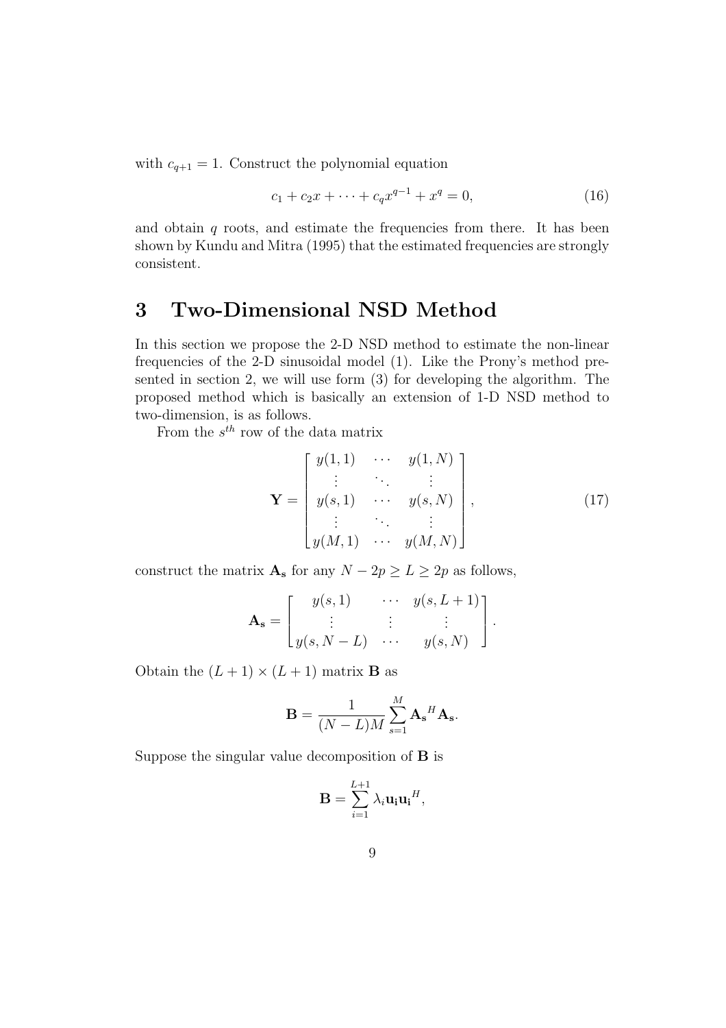with $c_{q+1} = 1$. Construct the polynomial equation

$$c_1 + c_2 x + \cdots + c_q x^{q-1} + x^q = 0, \tag{16}$$

and obtain $q$ roots, and estimate the frequencies from there. It has been shown by Kundu and Mitra (1995) that the estimated frequencies are strongly consistent.

# 3 Two-Dimensional NSD Method

In this section we propose the 2-D NSD method to estimate the non-linear frequencies of the 2-D sinusoidal model (1). Like the Prony's method presented in section 2, we will use form (3) for developing the algorithm. The proposed method which is basically an extension of 1-D NSD method to two-dimension, is as follows.

From the $s^{th}$ row of the data matrix

$$\mathbf{Y} = \begin{bmatrix} y(1,1) & \cdots & y(1,N) \\ \vdots & \ddots & \vdots \\ y(s,1) & \cdots & y(s,N) \\ \vdots & \ddots & \vdots \\ y(M,1) & \cdots & y(M,N) \end{bmatrix}, \tag{17}$$

construct the matrix $\mathbf{A_s}$ for any $N - 2p \geq L \geq 2p$ as follows,

$$\mathbf{A_s} = \begin{bmatrix} y(s,1) & \cdots & y(s,L+1) \\ \vdots & \vdots & \vdots \\ y(s,N-L) & \cdots & y(s,N) \end{bmatrix}.$$

Obtain the $(L+1) \times (L+1)$ matrix $\mathbf{B}$ as

$$\mathbf{B} = \frac{1}{(N-L)M} \sum_{s=1}^{M} \mathbf{A_s}^H \mathbf{A_s}.$$

Suppose the singular value decomposition of $\mathbf{B}$ is

$$\mathbf{B} = \sum_{i=1}^{L+1} \lambda_i \mathbf{u_i} \mathbf{u_i}^H,$$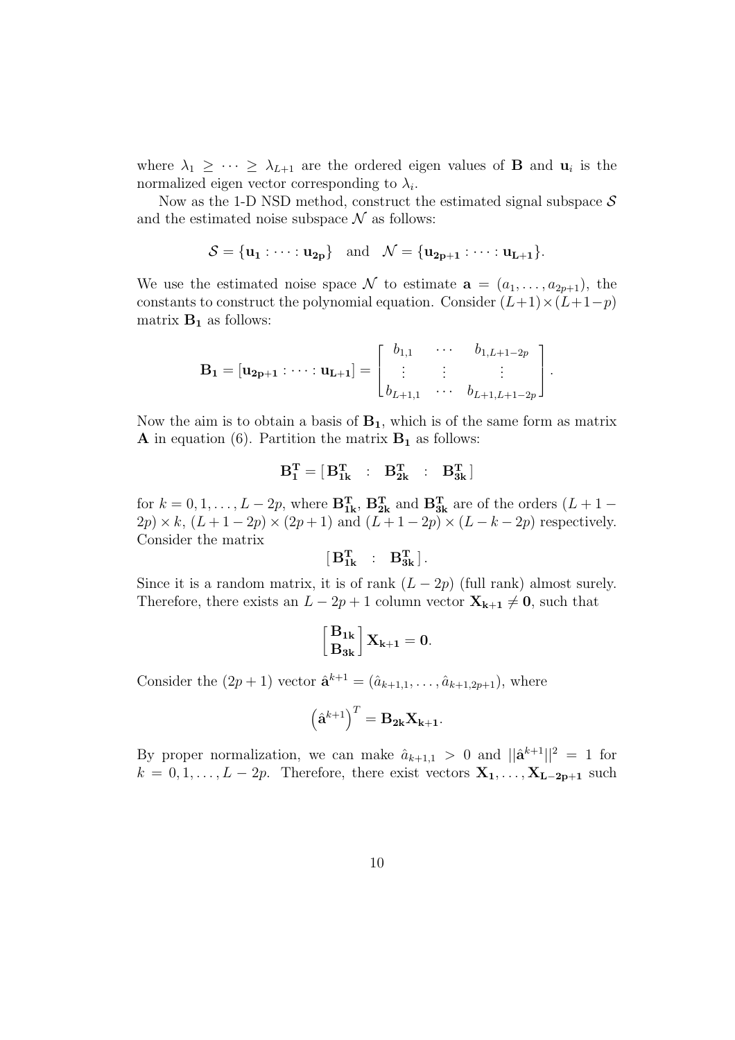where $\lambda_1 \geq \cdots \geq \lambda_{L+1}$ are the ordered eigen values of $\mathbf{B}$ and $\mathbf{u}_i$ is the normalized eigen vector corresponding to $\lambda_i$.

Now as the 1-D NSD method, construct the estimated signal subspace $\mathcal{S}$ and the estimated noise subspace $\mathcal{N}$ as follows:

$$\mathcal{S} = \{\mathbf{u_1} : \cdots : \mathbf{u_{2p}}\} \quad \text{and} \quad \mathcal{N} = \{\mathbf{u_{2p+1}} : \cdots : \mathbf{u_{L+1}}\}.$$

We use the estimated noise space $\mathcal{N}$ to estimate $\mathbf{a} = (a_1, \ldots, a_{2p+1})$, the constants to construct the polynomial equation. Consider $(L+1) \times (L+1-p)$ matrix $\mathbf{B_1}$ as follows:

$$\mathbf{B_1} = [\mathbf{u_{2p+1}} : \cdots : \mathbf{u_{L+1}}] = \begin{bmatrix} b_{1,1} & \cdots & b_{1,L+1-2p} \\ \vdots & \vdots & \vdots \\ b_{L+1,1} & \cdots & b_{L+1,L+1-2p} \end{bmatrix}.$$

Now the aim is to obtain a basis of $\mathbf{B_1}$, which is of the same form as matrix $\mathbf{A}$ in equation (6). Partition the matrix $\mathbf{B_1}$ as follows:

$$\mathbf{B_1^T} = [\,\mathbf{B_{1k}^T} \;\; : \;\; \mathbf{B_{2k}^T} \;\; : \;\; \mathbf{B_{3k}^T}\,]$$

for $k = 0, 1, \ldots, L-2p$, where $\mathbf{B_{1k}^T}$, $\mathbf{B_{2k}^T}$ and $\mathbf{B_{3k}^T}$ are of the orders $(L+1-2p) \times k$, $(L+1-2p) \times (2p+1)$ and $(L+1-2p) \times (L-k-2p)$ respectively. Consider the matrix

$$[\,\mathbf{B_{1k}^T} \;\; : \;\; \mathbf{B_{3k}^T}\,].$$

Since it is a random matrix, it is of rank $(L-2p)$ (full rank) almost surely. Therefore, there exists an $L-2p+1$ column vector $\mathbf{X_{k+1}} \neq \mathbf{0}$, such that

$$\begin{bmatrix} \mathbf{B_{1k}} \\ \mathbf{B_{3k}} \end{bmatrix} \mathbf{X_{k+1}} = \mathbf{0}.$$

Consider the $(2p+1)$ vector $\hat{\mathbf{a}}^{k+1} = (\hat{a}_{k+1,1}, \ldots, \hat{a}_{k+1,2p+1})$, where

$$\left(\hat{\mathbf{a}}^{k+1}\right)^T = \mathbf{B_{2k}} \mathbf{X_{k+1}}.$$

By proper normalization, we can make $\hat{a}_{k+1,1} > 0$ and $||\hat{\mathbf{a}}^{k+1}||^2 = 1$ for $k = 0, 1, \ldots, L-2p$. Therefore, there exist vectors $\mathbf{X_1}, \ldots, \mathbf{X_{L-2p+1}}$ such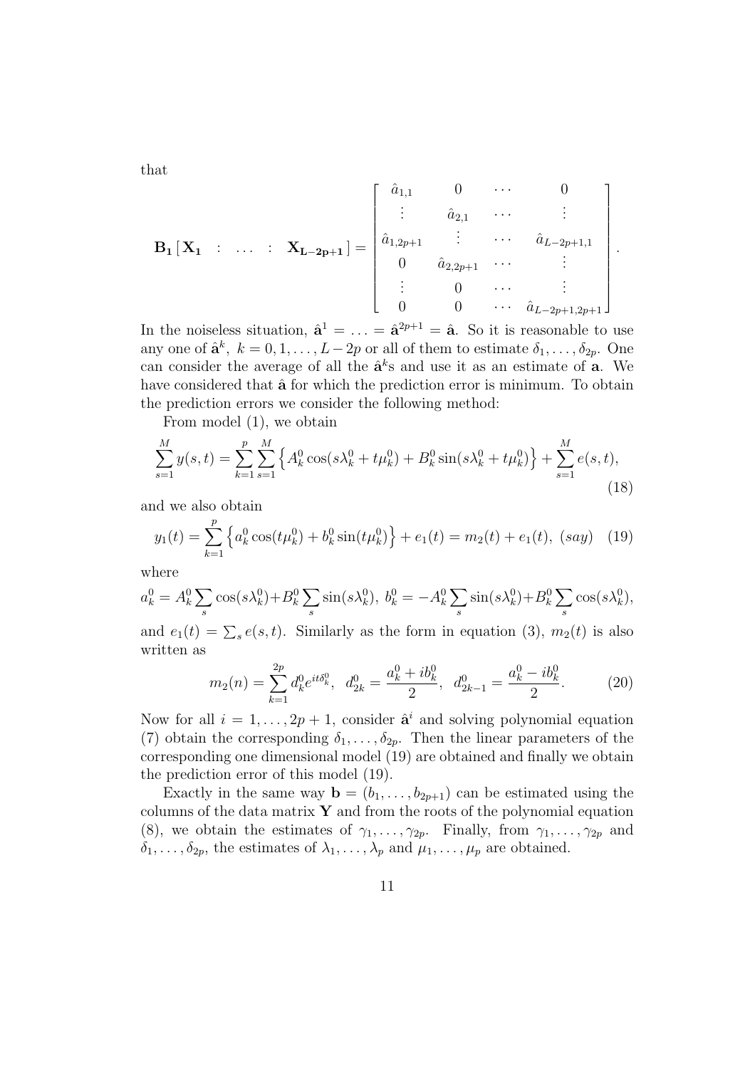that

$$
\mathbf{B_1}\,[\,\mathbf{X_1} \quad : \quad \ldots \quad : \quad \mathbf{X_{L-2p+1}}\,] = \begin{bmatrix} \hat{a}_{1,1} & 0 & \cdots & 0 \\ \vdots & \hat{a}_{2,1} & \cdots & \vdots \\ \hat{a}_{1,2p+1} & \vdots & \cdots & \hat{a}_{L-2p+1,1} \\ 0 & \hat{a}_{2,2p+1} & \cdots & \vdots \\ \vdots & 0 & \cdots & \vdots \\ 0 & 0 & \cdots & \hat{a}_{L-2p+1,2p+1} \end{bmatrix}.
$$

In the noiseless situation, $\hat{\mathbf{a}}^1 = \ldots = \hat{\mathbf{a}}^{2p+1} = \hat{\mathbf{a}}$. So it is reasonable to use any one of $\hat{\mathbf{a}}^k,\ k = 0, 1, \ldots, L-2p$ or all of them to estimate $\delta_1, \ldots, \delta_{2p}$. One can consider the average of all the $\hat{\mathbf{a}}^k$s and use it as an estimate of $\mathbf{a}$. We have considered that $\hat{\mathbf{a}}$ for which the prediction error is minimum. To obtain the prediction errors we consider the following method:

From model (1), we obtain

$$
\sum_{s=1}^{M} y(s,t) = \sum_{k=1}^{p}\sum_{s=1}^{M}\left\{A_k^0 \cos(s\lambda_k^0 + t\mu_k^0) + B_k^0 \sin(s\lambda_k^0 + t\mu_k^0)\right\} + \sum_{s=1}^{M} e(s,t), \tag{18}
$$

and we also obtain

$$
y_1(t) = \sum_{k=1}^{p}\left\{a_k^0 \cos(t\mu_k^0) + b_k^0 \sin(t\mu_k^0)\right\} + e_1(t) = m_2(t) + e_1(t),\ (say) \tag{19}
$$

where

$$
a_k^0 = A_k^0 \sum_s \cos(s\lambda_k^0) + B_k^0 \sum_s \sin(s\lambda_k^0),\ b_k^0 = -A_k^0 \sum_s \sin(s\lambda_k^0) + B_k^0 \sum_s \cos(s\lambda_k^0),
$$

and $e_1(t) = \sum_s e(s,t)$. Similarly as the form in equation (3), $m_2(t)$ is also written as

$$
m_2(n) = \sum_{k=1}^{2p} d_k^0 e^{it\delta_k^0},\ \ d_{2k}^0 = \frac{a_k^0 + ib_k^0}{2},\ \ d_{2k-1}^0 = \frac{a_k^0 - ib_k^0}{2}. \tag{20}
$$

Now for all $i = 1, \ldots, 2p+1$, consider $\hat{\mathbf{a}}^i$ and solving polynomial equation (7) obtain the corresponding $\delta_1, \ldots, \delta_{2p}$. Then the linear parameters of the corresponding one dimensional model (19) are obtained and finally we obtain the prediction error of this model (19).

Exactly in the same way $\mathbf{b} = (b_1, \ldots, b_{2p+1})$ can be estimated using the columns of the data matrix $\mathbf{Y}$ and from the roots of the polynomial equation (8), we obtain the estimates of $\gamma_1, \ldots, \gamma_{2p}$. Finally, from $\gamma_1, \ldots, \gamma_{2p}$ and $\delta_1, \ldots, \delta_{2p}$, the estimates of $\lambda_1, \ldots, \lambda_p$ and $\mu_1, \ldots, \mu_p$ are obtained.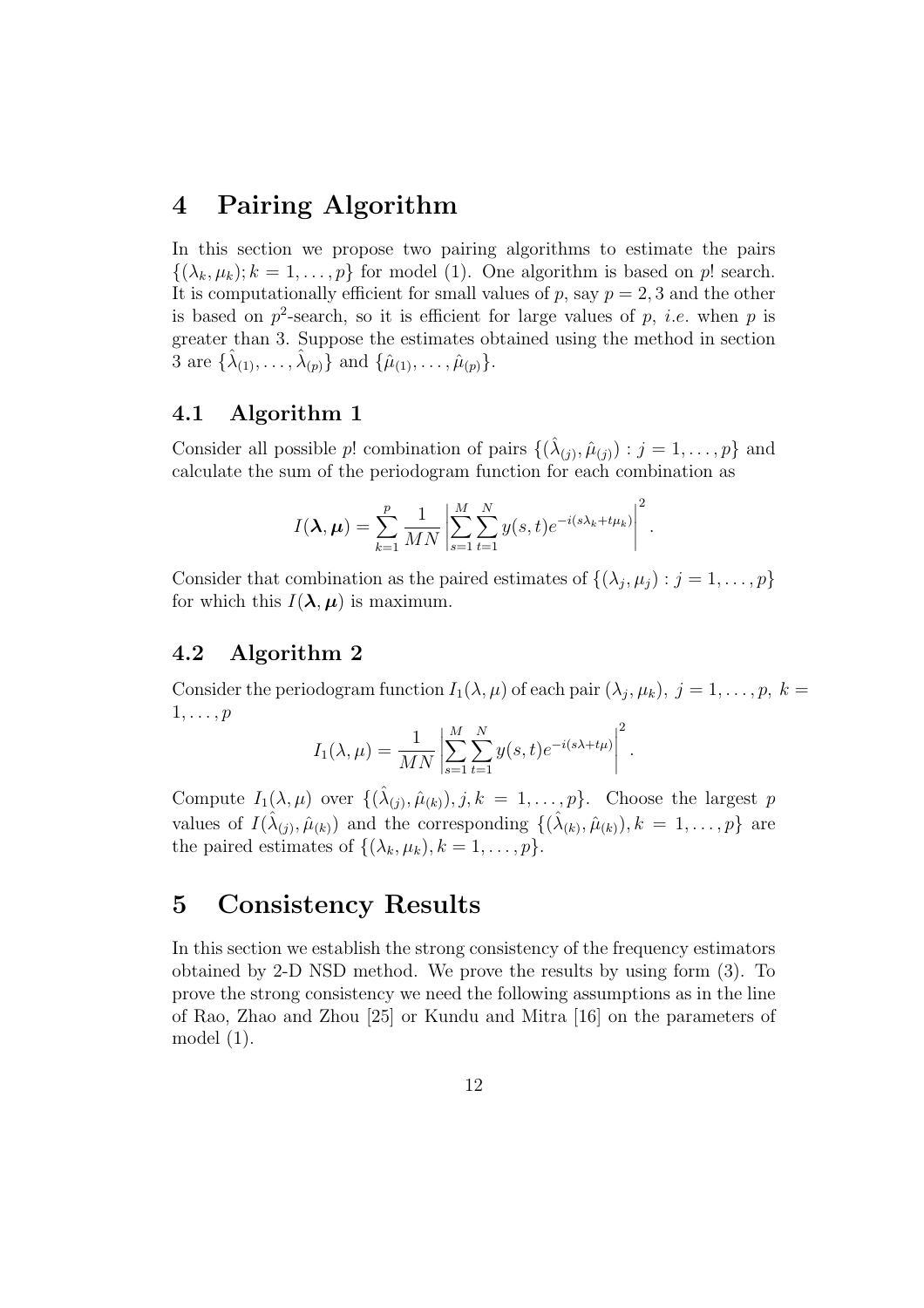## 4 Pairing Algorithm

In this section we propose two pairing algorithms to estimate the pairs $\{(\lambda_k, \mu_k); k = 1, \ldots, p\}$ for model (1). One algorithm is based on $p!$ search. It is computationally efficient for small values of $p$, say $p = 2, 3$ and the other is based on $p^2$-search, so it is efficient for large values of $p$, *i.e.* when $p$ is greater than 3. Suppose the estimates obtained using the method in section 3 are $\{\hat{\lambda}_{(1)}, \ldots, \hat{\lambda}_{(p)}\}$ and $\{\hat{\mu}_{(1)}, \ldots, \hat{\mu}_{(p)}\}$.

### 4.1 Algorithm 1

Consider all possible $p!$ combination of pairs $\{(\hat{\lambda}_{(j)}, \hat{\mu}_{(j)}) : j = 1, \ldots, p\}$ and calculate the sum of the periodogram function for each combination as

$$I(\boldsymbol{\lambda}, \boldsymbol{\mu}) = \sum_{k=1}^{p} \frac{1}{MN} \left| \sum_{s=1}^{M} \sum_{t=1}^{N} y(s,t) e^{-i(s\lambda_k + t\mu_k)} \right|^2 .$$

Consider that combination as the paired estimates of $\{(\lambda_j, \mu_j) : j = 1, \ldots, p\}$ for which this $I(\boldsymbol{\lambda}, \boldsymbol{\mu})$ is maximum.

### 4.2 Algorithm 2

Consider the periodogram function $I_1(\lambda, \mu)$ of each pair $(\lambda_j, \mu_k),\ j = 1, \ldots, p,\ k = 1, \ldots, p$

$$I_1(\lambda, \mu) = \frac{1}{MN} \left| \sum_{s=1}^{M} \sum_{t=1}^{N} y(s,t) e^{-i(s\lambda + t\mu)} \right|^2 .$$

Compute $I_1(\lambda, \mu)$ over $\{(\hat{\lambda}_{(j)}, \hat{\mu}_{(k)}), j, k = 1, \ldots, p\}$. Choose the largest $p$ values of $I(\hat{\lambda}_{(j)}, \hat{\mu}_{(k)})$ and the corresponding $\{(\hat{\lambda}_{(k)}, \hat{\mu}_{(k)}), k = 1, \ldots, p\}$ are the paired estimates of $\{(\lambda_k, \mu_k), k = 1, \ldots, p\}$.

## 5 Consistency Results

In this section we establish the strong consistency of the frequency estimators obtained by 2-D NSD method. We prove the results by using form (3). To prove the strong consistency we need the following assumptions as in the line of Rao, Zhao and Zhou [25] or Kundu and Mitra [16] on the parameters of model (1).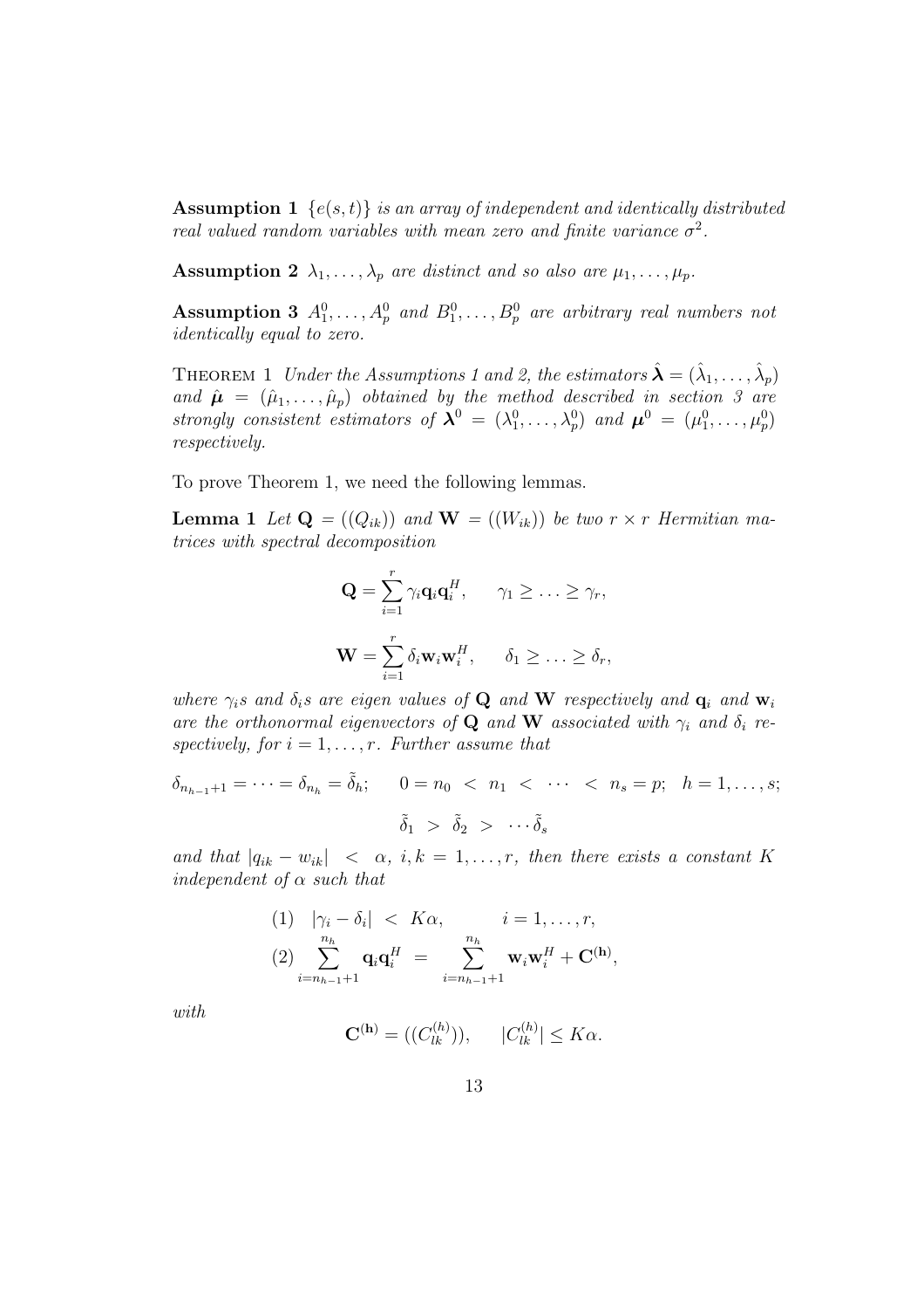**Assumption 1** *$\{e(s,t)\}$ is an array of independent and identically distributed real valued random variables with mean zero and finite variance $\sigma^2$.*

**Assumption 2** *$\lambda_1, \ldots, \lambda_p$ are distinct and so also are $\mu_1, \ldots, \mu_p$.*

**Assumption 3** *$A_1^0, \ldots, A_p^0$ and $B_1^0, \ldots, B_p^0$ are arbitrary real numbers not identically equal to zero.*

THEOREM 1 *Under the Assumptions 1 and 2, the estimators $\hat{\boldsymbol{\lambda}} = (\hat{\lambda}_1, \ldots, \hat{\lambda}_p)$ and $\hat{\boldsymbol{\mu}} = (\hat{\mu}_1, \ldots, \hat{\mu}_p)$ obtained by the method described in section 3 are strongly consistent estimators of $\boldsymbol{\lambda}^0 = (\lambda_1^0, \ldots, \lambda_p^0)$ and $\boldsymbol{\mu}^0 = (\mu_1^0, \ldots, \mu_p^0)$ respectively.*

To prove Theorem 1, we need the following lemmas.

**Lemma 1** *Let $\mathbf{Q} = ((Q_{ik}))$ and $\mathbf{W} = ((W_{ik}))$ be two $r \times r$ Hermitian matrices with spectral decomposition*

$$\mathbf{Q} = \sum_{i=1}^{r} \gamma_i \mathbf{q}_i \mathbf{q}_i^H, \qquad \gamma_1 \geq \ldots \geq \gamma_r,$$

$$\mathbf{W} = \sum_{i=1}^{r} \delta_i \mathbf{w}_i \mathbf{w}_i^H, \qquad \delta_1 \geq \ldots \geq \delta_r,$$

*where $\gamma_i$s and $\delta_i$s are eigen values of $\mathbf{Q}$ and $\mathbf{W}$ respectively and $\mathbf{q}_i$ and $\mathbf{w}_i$ are the orthonormal eigenvectors of $\mathbf{Q}$ and $\mathbf{W}$ associated with $\gamma_i$ and $\delta_i$ respectively, for $i = 1, \ldots, r$. Further assume that*

$$\delta_{n_{h-1}+1} = \cdots = \delta_{n_h} = \tilde{\delta}_h; \qquad 0 = n_0 \ < \ n_1 \ < \ \cdots \ < \ n_s = p; \ \ h = 1, \ldots, s;$$

$$\tilde{\delta}_1 \ > \ \tilde{\delta}_2 \ > \ \cdots \tilde{\delta}_s$$

*and that $|q_{ik} - w_{ik}| \ < \ \alpha$, $i, k = 1, \ldots, r$, then there exists a constant $K$ independent of $\alpha$ such that*

$$(1) \quad |\gamma_i - \delta_i| \ < \ K\alpha, \qquad i = 1, \ldots, r,$$

$$(2) \sum_{i=n_{h-1}+1}^{n_h} \mathbf{q}_i \mathbf{q}_i^H \ = \ \sum_{i=n_{h-1}+1}^{n_h} \mathbf{w}_i \mathbf{w}_i^H + \mathbf{C}^{(\mathbf{h})},$$

*with*

$$\mathbf{C}^{(\mathbf{h})} = ((C_{lk}^{(h)})), \qquad |C_{lk}^{(h)}| \leq K\alpha.$$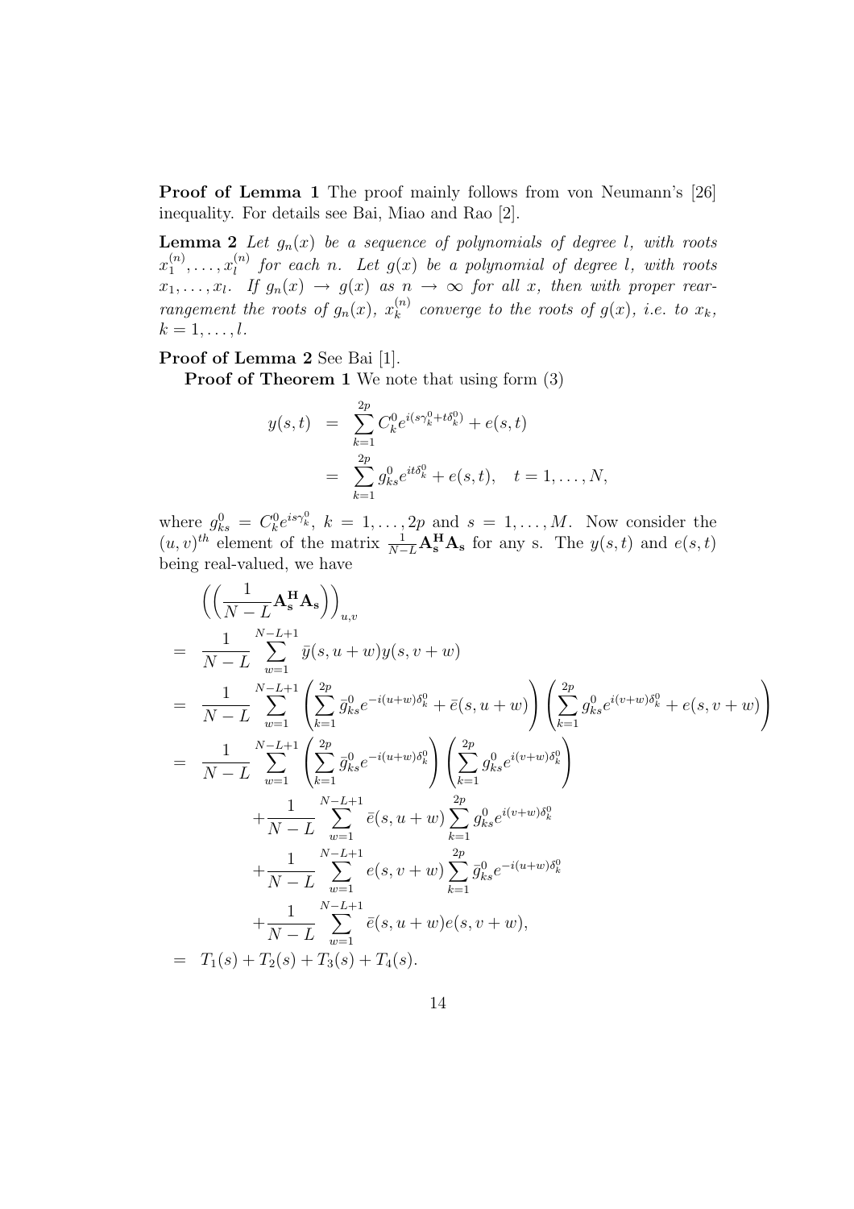**Proof of Lemma 1** The proof mainly follows from von Neumann's [26] inequality. For details see Bai, Miao and Rao [2].

**Lemma 2** *Let $g_n(x)$ be a sequence of polynomials of degree $l$, with roots $x_1^{(n)}, \ldots, x_l^{(n)}$ for each $n$. Let $g(x)$ be a polynomial of degree $l$, with roots $x_1, \ldots, x_l$. If $g_n(x) \to g(x)$ as $n \to \infty$ for all $x$, then with proper rearrangement the roots of $g_n(x)$, $x_k^{(n)}$ converge to the roots of $g(x)$, i.e. to $x_k$, $k = 1, \ldots, l$.*

**Proof of Lemma 2** See Bai [1].

**Proof of Theorem 1** We note that using form (3)

$$
\begin{aligned}
y(s,t) &= \sum_{k=1}^{2p} C_k^0 e^{i(s\gamma_k^0 + t\delta_k^0)} + e(s,t) \\
&= \sum_{k=1}^{2p} g_{ks}^0 e^{it\delta_k^0} + e(s,t), \quad t = 1, \ldots, N,
\end{aligned}
$$

where $g_{ks}^0 = C_k^0 e^{is\gamma_k^0}$, $k = 1, \ldots, 2p$ and $s = 1, \ldots, M$. Now consider the $(u,v)^{th}$ element of the matrix $\frac{1}{N-L}\mathbf{A_s^H A_s}$ for any s. The $y(s,t)$ and $e(s,t)$ being real-valued, we have

$$
\begin{aligned}
&\left(\left(\frac{1}{N-L}\mathbf{A_s^H A_s}\right)\right)_{u,v} \\
=\ & \frac{1}{N-L}\sum_{w=1}^{N-L+1} \bar{y}(s, u+w) y(s, v+w) \\
=\ & \frac{1}{N-L}\sum_{w=1}^{N-L+1} \left(\sum_{k=1}^{2p} \bar{g}_{ks}^0 e^{-i(u+w)\delta_k^0} + \bar{e}(s,u+w)\right)\left(\sum_{k=1}^{2p} g_{ks}^0 e^{i(v+w)\delta_k^0} + e(s,v+w)\right) \\
=\ & \frac{1}{N-L}\sum_{w=1}^{N-L+1} \left(\sum_{k=1}^{2p} \bar{g}_{ks}^0 e^{-i(u+w)\delta_k^0}\right)\left(\sum_{k=1}^{2p} g_{ks}^0 e^{i(v+w)\delta_k^0}\right) \\
& + \frac{1}{N-L}\sum_{w=1}^{N-L+1} \bar{e}(s,u+w)\sum_{k=1}^{2p} g_{ks}^0 e^{i(v+w)\delta_k^0} \\
& + \frac{1}{N-L}\sum_{w=1}^{N-L+1} e(s,v+w)\sum_{k=1}^{2p} \bar{g}_{ks}^0 e^{-i(u+w)\delta_k^0} \\
& + \frac{1}{N-L}\sum_{w=1}^{N-L+1} \bar{e}(s,u+w) e(s,v+w), \\
=\ & T_1(s) + T_2(s) + T_3(s) + T_4(s).
\end{aligned}
$$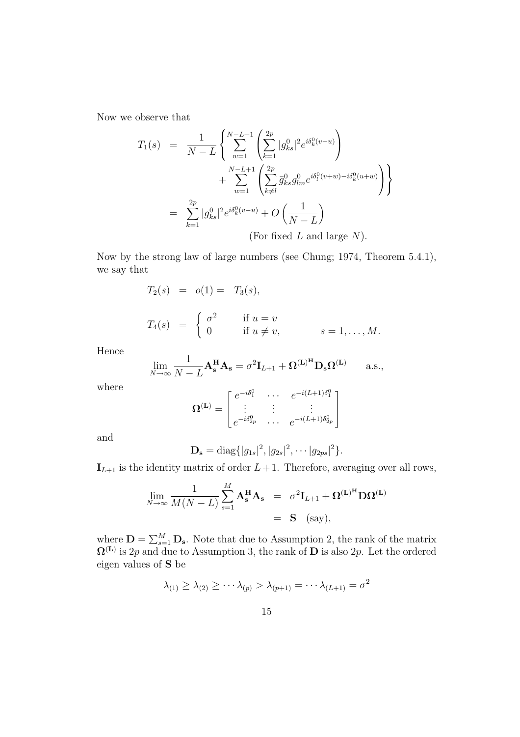Now we observe that

$$
\begin{aligned}
T_1(s) &= \frac{1}{N-L}\left\{\sum_{w=1}^{N-L+1}\left(\sum_{k=1}^{2p}|g_{ks}^0|^2 e^{i\delta_k^0(v-u)}\right)\right. \\
&\qquad \left. + \sum_{w=1}^{N-L+1}\left(\sum_{k\neq l}^{2p}\bar{g}_{ks}^0 g_{lm}^0 e^{i\delta_l^0(v+w)-i\delta_k^0(u+w)}\right)\right\} \\
&= \sum_{k=1}^{2p}|g_{ks}^0|^2 e^{i\delta_k^0(v-u)} + O\left(\frac{1}{N-L}\right) \\
&\qquad\qquad \text{(For fixed } L \text{ and large } N\text{).}
\end{aligned}
$$

Now by the strong law of large numbers (see Chung; 1974, Theorem 5.4.1), we say that

$$
\begin{aligned}
T_2(s) &= o(1) = T_3(s), \\
T_4(s) &= \begin{cases} \sigma^2 & \text{if } u = v \\ 0 & \text{if } u \neq v, \end{cases} \qquad s = 1, \ldots, M.
\end{aligned}
$$

Hence

$$
\lim_{N\to\infty}\frac{1}{N-L}\mathbf{A_s^H A_s} = \sigma^2\mathbf{I}_{L+1} + \mathbf{\Omega^{(L)}}^{\mathbf{H}}\mathbf{D_s}\mathbf{\Omega^{(L)}} \qquad \text{a.s.,}
$$

where

$$
\mathbf{\Omega^{(L)}} = \begin{bmatrix} e^{-i\delta_1^0} & \cdots & e^{-i(L+1)\delta_1^0} \\ \vdots & \vdots & \vdots \\ e^{-i\delta_{2p}^0} & \cdots & e^{-i(L+1)\delta_{2p}^0} \end{bmatrix}
$$

and

$$
\mathbf{D_s} = \text{diag}\{|g_{1s}|^2, |g_{2s}|^2, \cdots |g_{2ps}|^2\}.
$$

$\mathbf{I}_{L+1}$ is the identity matrix of order $L+1$. Therefore, averaging over all rows,

$$
\begin{aligned}
\lim_{N\to\infty}\frac{1}{M(N-L)}\sum_{s=1}^{M}\mathbf{A_s^H A_s} &= \sigma^2\mathbf{I}_{L+1} + \mathbf{\Omega^{(L)}}^{\mathbf{H}}\mathbf{D}\mathbf{\Omega^{(L)}} \\
&= \mathbf{S} \quad \text{(say),}
\end{aligned}
$$

where $\mathbf{D} = \sum_{s=1}^{M}\mathbf{D_s}$. Note that due to Assumption 2, the rank of the matrix $\mathbf{\Omega^{(L)}}$ is $2p$ and due to Assumption 3, the rank of $\mathbf{D}$ is also $2p$. Let the ordered eigen values of $\mathbf{S}$ be

$$
\lambda_{(1)} \geq \lambda_{(2)} \geq \cdots \lambda_{(p)} > \lambda_{(p+1)} = \cdots \lambda_{(L+1)} = \sigma^2
$$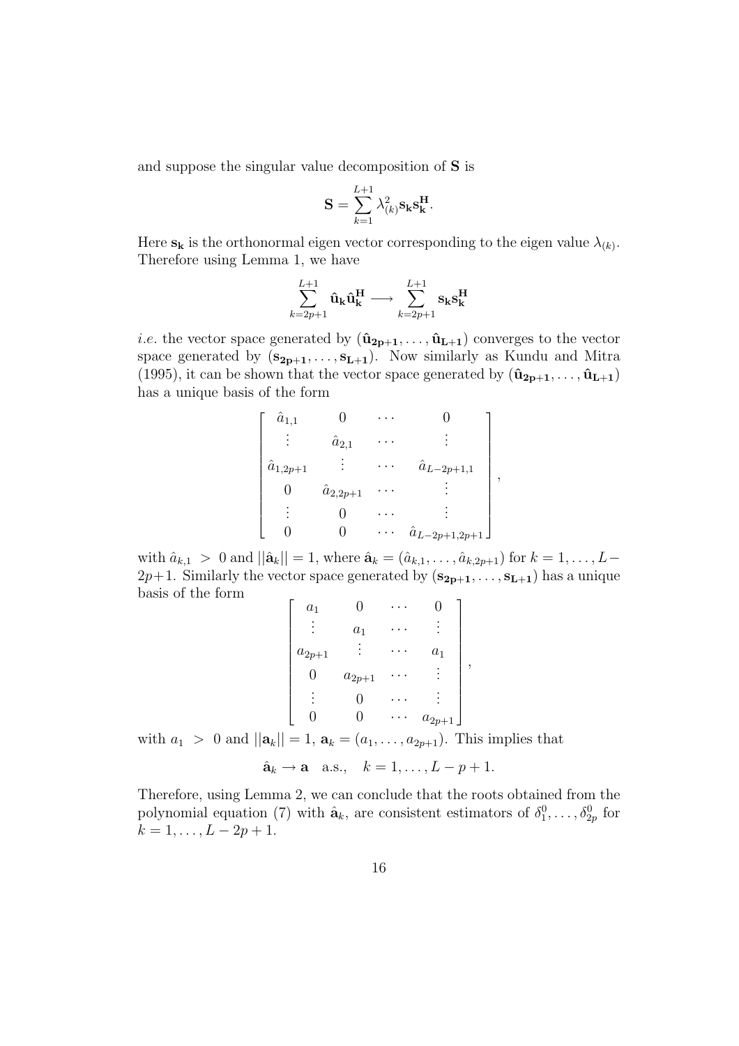and suppose the singular value decomposition of $\mathbf{S}$ is

$$\mathbf{S} = \sum_{k=1}^{L+1} \lambda_{(k)}^2 \mathbf{s_k} \mathbf{s_k^H}.$$

Here $\mathbf{s_k}$ is the orthonormal eigen vector corresponding to the eigen value $\lambda_{(k)}$. Therefore using Lemma 1, we have

$$\sum_{k=2p+1}^{L+1} \hat{\mathbf{u}}_\mathbf{k} \hat{\mathbf{u}}_\mathbf{k}^\mathbf{H} \longrightarrow \sum_{k=2p+1}^{L+1} \mathbf{s_k} \mathbf{s_k^H}$$

*i.e.* the vector space generated by $(\hat{\mathbf{u}}_\mathbf{2p+1}, \ldots, \hat{\mathbf{u}}_\mathbf{L+1})$ converges to the vector space generated by $(\mathbf{s_{2p+1}}, \ldots, \mathbf{s_{L+1}})$. Now similarly as Kundu and Mitra (1995), it can be shown that the vector space generated by $(\hat{\mathbf{u}}_\mathbf{2p+1}, \ldots, \hat{\mathbf{u}}_\mathbf{L+1})$ has a unique basis of the form

$$\begin{bmatrix} \hat{a}_{1,1} & 0 & \cdots & 0 \\ \vdots & \hat{a}_{2,1} & \cdots & \vdots \\ \hat{a}_{1,2p+1} & \vdots & \cdots & \hat{a}_{L-2p+1,1} \\ 0 & \hat{a}_{2,2p+1} & \cdots & \vdots \\ \vdots & 0 & \cdots & \vdots \\ 0 & 0 & \cdots & \hat{a}_{L-2p+1,2p+1} \end{bmatrix},$$

with $\hat{a}_{k,1} > 0$ and $||\hat{\mathbf{a}}_k|| = 1$, where $\hat{\mathbf{a}}_k = (\hat{a}_{k,1}, \ldots, \hat{a}_{k,2p+1})$ for $k = 1, \ldots, L-2p+1$. Similarly the vector space generated by $(\mathbf{s_{2p+1}}, \ldots, \mathbf{s_{L+1}})$ has a unique basis of the form

$$\begin{bmatrix} a_1 & 0 & \cdots & 0 \\ \vdots & a_1 & \cdots & \vdots \\ a_{2p+1} & \vdots & \cdots & a_1 \\ 0 & a_{2p+1} & \cdots & \vdots \\ \vdots & 0 & \cdots & \vdots \\ 0 & 0 & \cdots & a_{2p+1} \end{bmatrix},$$

with $a_1 > 0$ and $||\mathbf{a}_k|| = 1$, $\mathbf{a}_k = (a_1, \ldots, a_{2p+1})$. This implies that

$$\hat{\mathbf{a}}_k \rightarrow \mathbf{a} \quad \text{a.s.}, \quad k = 1, \ldots, L-p+1.$$

Therefore, using Lemma 2, we can conclude that the roots obtained from the polynomial equation (7) with $\hat{\mathbf{a}}_k$, are consistent estimators of $\delta_1^0, \ldots, \delta_{2p}^0$ for $k = 1, \ldots, L-2p+1$.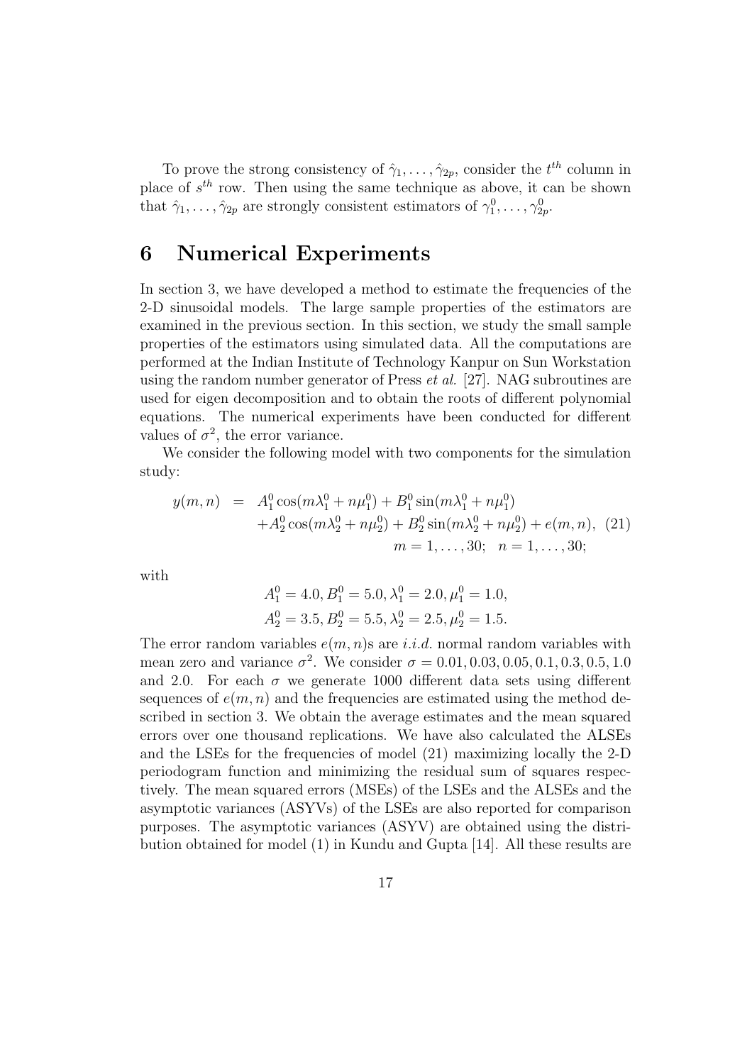To prove the strong consistency of $\hat{\gamma}_1, \ldots, \hat{\gamma}_{2p}$, consider the $t^{th}$ column in place of $s^{th}$ row. Then using the same technique as above, it can be shown that $\hat{\gamma}_1, \ldots, \hat{\gamma}_{2p}$ are strongly consistent estimators of $\gamma_1^0, \ldots, \gamma_{2p}^0$.

# 6 Numerical Experiments

In section 3, we have developed a method to estimate the frequencies of the 2-D sinusoidal models. The large sample properties of the estimators are examined in the previous section. In this section, we study the small sample properties of the estimators using simulated data. All the computations are performed at the Indian Institute of Technology Kanpur on Sun Workstation using the random number generator of Press *et al.* [27]. NAG subroutines are used for eigen decomposition and to obtain the roots of different polynomial equations. The numerical experiments have been conducted for different values of $\sigma^2$, the error variance.

We consider the following model with two components for the simulation study:

$$
\begin{aligned}
y(m,n) \;=\; & A_1^0 \cos(m\lambda_1^0 + n\mu_1^0) + B_1^0 \sin(m\lambda_1^0 + n\mu_1^0) \\
& + A_2^0 \cos(m\lambda_2^0 + n\mu_2^0) + B_2^0 \sin(m\lambda_2^0 + n\mu_2^0) + e(m,n), \quad (21) \\
& \qquad m = 1, \ldots, 30; \quad n = 1, \ldots, 30;
\end{aligned}
$$

with

$$
\begin{aligned}
& A_1^0 = 4.0, B_1^0 = 5.0, \lambda_1^0 = 2.0, \mu_1^0 = 1.0, \\
& A_2^0 = 3.5, B_2^0 = 5.5, \lambda_2^0 = 2.5, \mu_2^0 = 1.5.
\end{aligned}
$$

The error random variables $e(m,n)$s are *i.i.d.* normal random variables with mean zero and variance $\sigma^2$. We consider $\sigma = 0.01, 0.03, 0.05, 0.1, 0.3, 0.5, 1.0$ and 2.0. For each $\sigma$ we generate 1000 different data sets using different sequences of $e(m,n)$ and the frequencies are estimated using the method described in section 3. We obtain the average estimates and the mean squared errors over one thousand replications. We have also calculated the ALSEs and the LSEs for the frequencies of model (21) maximizing locally the 2-D periodogram function and minimizing the residual sum of squares respectively. The mean squared errors (MSEs) of the LSEs and the ALSEs and the asymptotic variances (ASYVs) of the LSEs are also reported for comparison purposes. The asymptotic variances (ASYV) are obtained using the distribution obtained for model (1) in Kundu and Gupta [14]. All these results are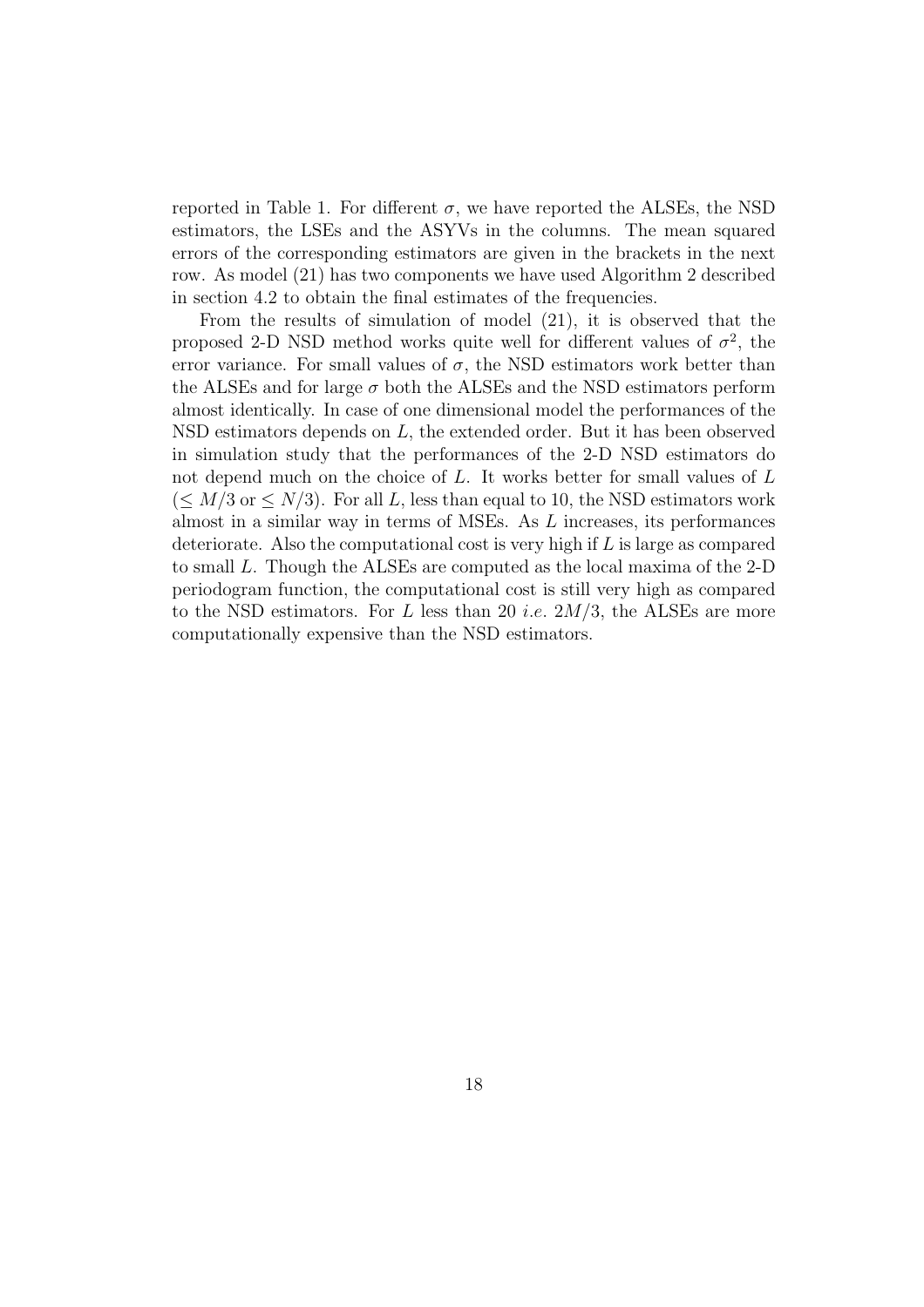reported in Table 1. For different $\sigma$, we have reported the ALSEs, the NSD estimators, the LSEs and the ASYVs in the columns. The mean squared errors of the corresponding estimators are given in the brackets in the next row. As model (21) has two components we have used Algorithm 2 described in section 4.2 to obtain the final estimates of the frequencies.

From the results of simulation of model (21), it is observed that the proposed 2-D NSD method works quite well for different values of $\sigma^2$, the error variance. For small values of $\sigma$, the NSD estimators work better than the ALSEs and for large $\sigma$ both the ALSEs and the NSD estimators perform almost identically. In case of one dimensional model the performances of the NSD estimators depends on $L$, the extended order. But it has been observed in simulation study that the performances of the 2-D NSD estimators do not depend much on the choice of $L$. It works better for small values of $L$ ($\leq M/3$ or $\leq N/3$). For all $L$, less than equal to 10, the NSD estimators work almost in a similar way in terms of MSEs. As $L$ increases, its performances deteriorate. Also the computational cost is very high if $L$ is large as compared to small $L$. Though the ALSEs are computed as the local maxima of the 2-D periodogram function, the computational cost is still very high as compared to the NSD estimators. For $L$ less than 20 *i.e.* $2M/3$, the ALSEs are more computationally expensive than the NSD estimators.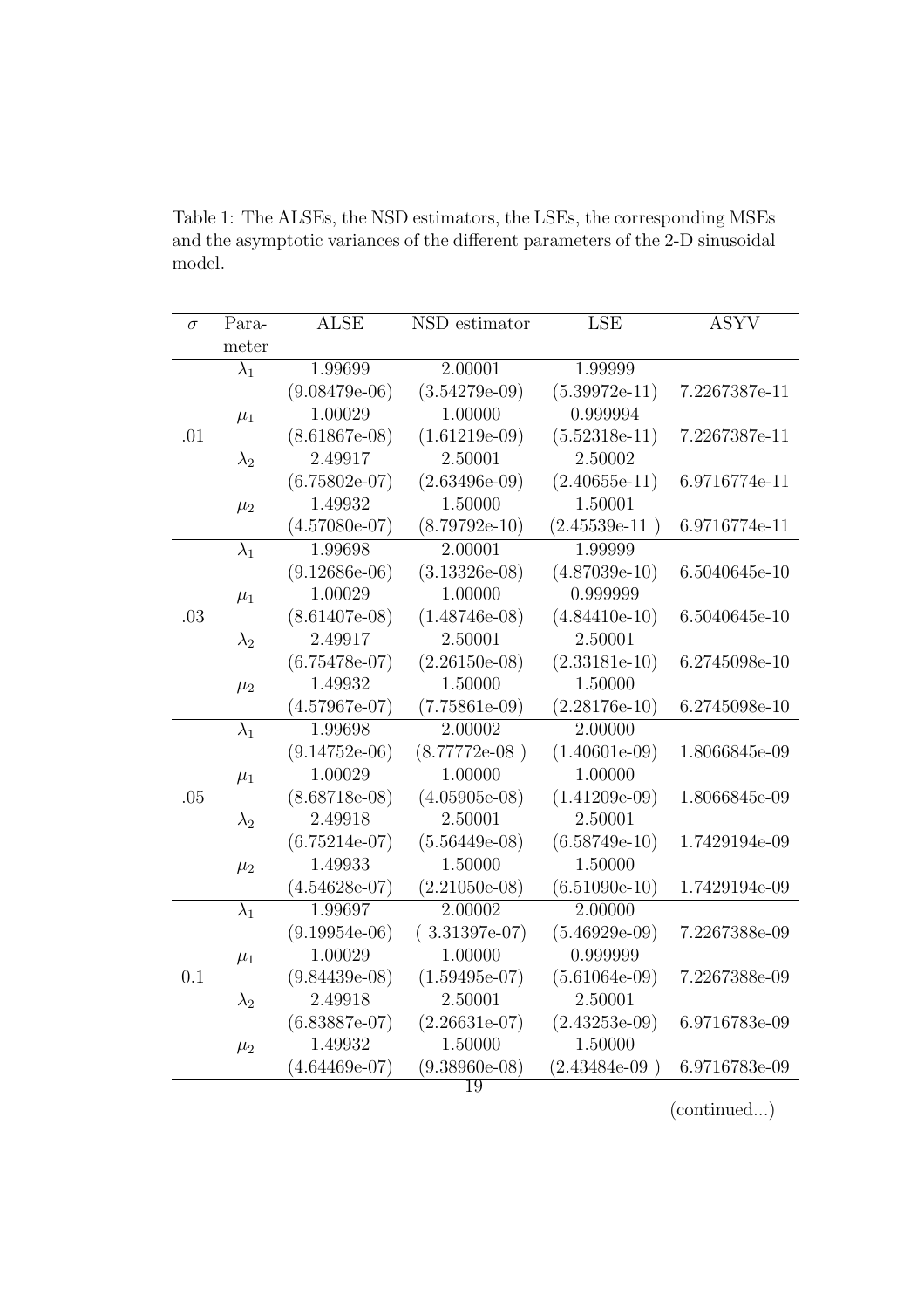Table 1: The ALSEs, the NSD estimators, the LSEs, the corresponding MSEs and the asymptotic variances of the different parameters of the 2-D sinusoidal model.

| $\sigma$ | Para-meter | ALSE | NSD estimator | LSE | ASYV |
|---|---|---|---|---|---|
| .01 | $\lambda_1$ | 1.99699 | 2.00001 | 1.99999 | |
| | | (9.08479e-06) | (3.54279e-09) | (5.39972e-11) | 7.2267387e-11 |
| | $\mu_1$ | 1.00029 | 1.00000 | 0.999994 | |
| | | (8.61867e-08) | (1.61219e-09) | (5.52318e-11) | 7.2267387e-11 |
| | $\lambda_2$ | 2.49917 | 2.50001 | 2.50002 | |
| | | (6.75802e-07) | (2.63496e-09) | (2.40655e-11) | 6.9716774e-11 |
| | $\mu_2$ | 1.49932 | 1.50000 | 1.50001 | |
| | | (4.57080e-07) | (8.79792e-10) | (2.45539e-11 ) | 6.9716774e-11 |
| .03 | $\lambda_1$ | 1.99698 | 2.00001 | 1.99999 | |
| | | (9.12686e-06) | (3.13326e-08) | (4.87039e-10) | 6.5040645e-10 |
| | $\mu_1$ | 1.00029 | 1.00000 | 0.999999 | |
| | | (8.61407e-08) | (1.48746e-08) | (4.84410e-10) | 6.5040645e-10 |
| | $\lambda_2$ | 2.49917 | 2.50001 | 2.50001 | |
| | | (6.75478e-07) | (2.26150e-08) | (2.33181e-10) | 6.2745098e-10 |
| | $\mu_2$ | 1.49932 | 1.50000 | 1.50000 | |
| | | (4.57967e-07) | (7.75861e-09) | (2.28176e-10) | 6.2745098e-10 |
| .05 | $\lambda_1$ | 1.99698 | 2.00002 | 2.00000 | |
| | | (9.14752e-06) | (8.77772e-08 ) | (1.40601e-09) | 1.8066845e-09 |
| | $\mu_1$ | 1.00029 | 1.00000 | 1.00000 | |
| | | (8.68718e-08) | (4.05905e-08) | (1.41209e-09) | 1.8066845e-09 |
| | $\lambda_2$ | 2.49918 | 2.50001 | 2.50001 | |
| | | (6.75214e-07) | (5.56449e-08) | (6.58749e-10) | 1.7429194e-09 |
| | $\mu_2$ | 1.49933 | 1.50000 | 1.50000 | |
| | | (4.54628e-07) | (2.21050e-08) | (6.51090e-10) | 1.7429194e-09 |
| 0.1 | $\lambda_1$ | 1.99697 | 2.00002 | 2.00000 | |
| | | (9.19954e-06) | ( 3.31397e-07) | (5.46929e-09) | 7.2267388e-09 |
| | $\mu_1$ | 1.00029 | 1.00000 | 0.999999 | |
| | | (9.84439e-08) | (1.59495e-07) | (5.61064e-09) | 7.2267388e-09 |
| | $\lambda_2$ | 2.49918 | 2.50001 | 2.50001 | |
| | | (6.83887e-07) | (2.26631e-07) | (2.43253e-09) | 6.9716783e-09 |
| | $\mu_2$ | 1.49932 | 1.50000 | 1.50000 | |
| | | (4.64469e-07) | (9.38960e-08) | (2.43484e-09 ) | 6.9716783e-09 |

(continued...)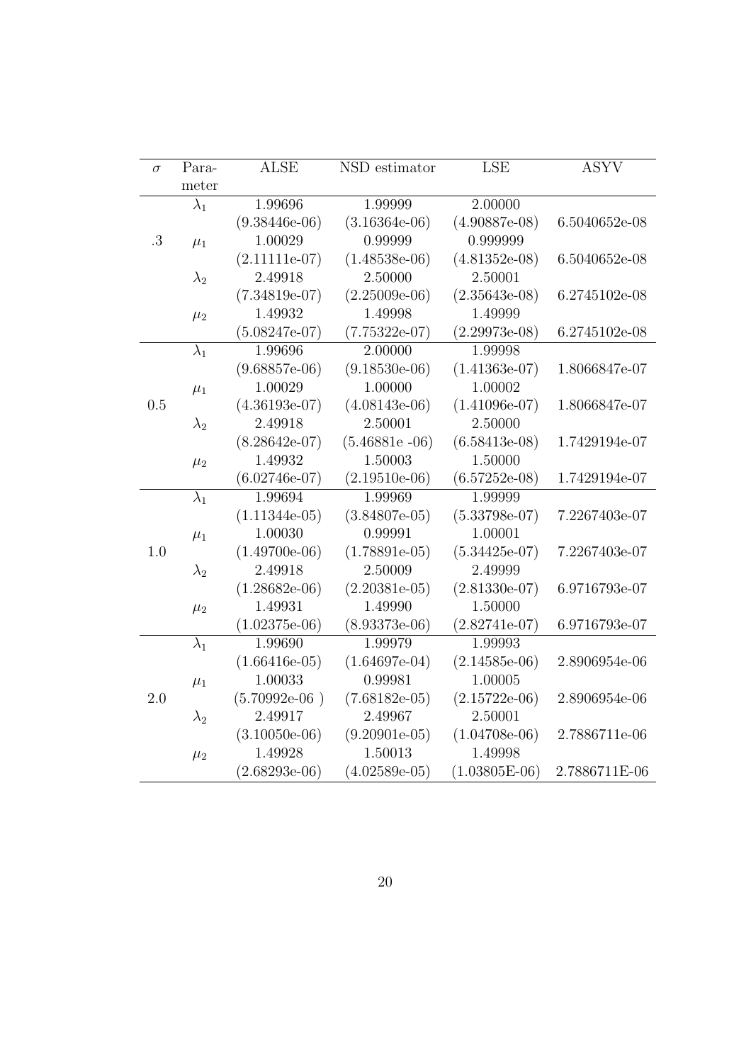| $\sigma$ | Para-meter | ALSE | NSD estimator | LSE | ASYV |
|---|---|---|---|---|---|
| .3 | $\lambda_1$ | 1.99696 | 1.99999 | 2.00000 | |
| | | (9.38446e-06) | (3.16364e-06) | (4.90887e-08) | 6.5040652e-08 |
| | $\mu_1$ | 1.00029 | 0.99999 | 0.999999 | |
| | | (2.11111e-07) | (1.48538e-06) | (4.81352e-08) | 6.5040652e-08 |
| | $\lambda_2$ | 2.49918 | 2.50000 | 2.50001 | |
| | | (7.34819e-07) | (2.25009e-06) | (2.35643e-08) | 6.2745102e-08 |
| | $\mu_2$ | 1.49932 | 1.49998 | 1.49999 | |
| | | (5.08247e-07) | (7.75322e-07) | (2.29973e-08) | 6.2745102e-08 |
| 0.5 | $\lambda_1$ | 1.99696 | 2.00000 | 1.99998 | |
| | | (9.68857e-06) | (9.18530e-06) | (1.41363e-07) | 1.8066847e-07 |
| | $\mu_1$ | 1.00029 | 1.00000 | 1.00002 | |
| | | (4.36193e-07) | (4.08143e-06) | (1.41096e-07) | 1.8066847e-07 |
| | $\lambda_2$ | 2.49918 | 2.50001 | 2.50000 | |
| | | (8.28642e-07) | (5.46881e -06) | (6.58413e-08) | 1.7429194e-07 |
| | $\mu_2$ | 1.49932 | 1.50003 | 1.50000 | |
| | | (6.02746e-07) | (2.19510e-06) | (6.57252e-08) | 1.7429194e-07 |
| 1.0 | $\lambda_1$ | 1.99694 | 1.99969 | 1.99999 | |
| | | (1.11344e-05) | (3.84807e-05) | (5.33798e-07) | 7.2267403e-07 |
| | $\mu_1$ | 1.00030 | 0.99991 | 1.00001 | |
| | | (1.49700e-06) | (1.78891e-05) | (5.34425e-07) | 7.2267403e-07 |
| | $\lambda_2$ | 2.49918 | 2.50009 | 2.49999 | |
| | | (1.28682e-06) | (2.20381e-05) | (2.81330e-07) | 6.9716793e-07 |
| | $\mu_2$ | 1.49931 | 1.49990 | 1.50000 | |
| | | (1.02375e-06) | (8.93373e-06) | (2.82741e-07) | 6.9716793e-07 |
| 2.0 | $\lambda_1$ | 1.99690 | 1.99979 | 1.99993 | |
| | | (1.66416e-05) | (1.64697e-04) | (2.14585e-06) | 2.8906954e-06 |
| | $\mu_1$ | 1.00033 | 0.99981 | 1.00005 | |
| | | (5.70992e-06 ) | (7.68182e-05) | (2.15722e-06) | 2.8906954e-06 |
| | $\lambda_2$ | 2.49917 | 2.49967 | 2.50001 | |
| | | (3.10050e-06) | (9.20901e-05) | (1.04708e-06) | 2.7886711e-06 |
| | $\mu_2$ | 1.49928 | 1.50013 | 1.49998 | |
| | | (2.68293e-06) | (4.02589e-05) | (1.03805E-06) | 2.7886711E-06 |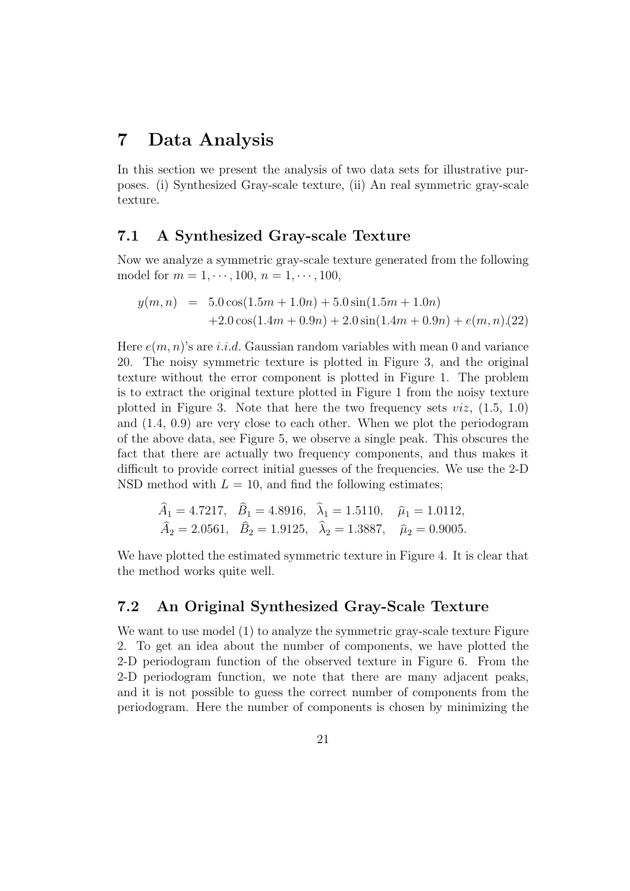# 7 Data Analysis

In this section we present the analysis of two data sets for illustrative purposes. (i) Synthesized Gray-scale texture, (ii) An real symmetric gray-scale texture.

## 7.1 A Synthesized Gray-scale Texture

Now we analyze a symmetric gray-scale texture generated from the following model for $m = 1, \cdots, 100$, $n = 1, \cdots, 100$,

$$
\begin{aligned}
y(m,n) &= 5.0\cos(1.5m + 1.0n) + 5.0\sin(1.5m + 1.0n) \\
&\quad + 2.0\cos(1.4m + 0.9n) + 2.0\sin(1.4m + 0.9n) + e(m,n). \qquad (22)
\end{aligned}
$$

Here $e(m,n)$'s are *i.i.d.* Gaussian random variables with mean 0 and variance 20. The noisy symmetric texture is plotted in Figure 3, and the original texture without the error component is plotted in Figure 1. The problem is to extract the original texture plotted in Figure 1 from the noisy texture plotted in Figure 3. Note that here the two frequency sets *viz*, (1.5, 1.0) and (1.4, 0.9) are very close to each other. When we plot the periodogram of the above data, see Figure 5, we observe a single peak. This obscures the fact that there are actually two frequency components, and thus makes it difficult to provide correct initial guesses of the frequencies. We use the 2-D NSD method with $L = 10$, and find the following estimates;

$$
\begin{aligned}
&\widehat{A}_1 = 4.7217, \quad \widehat{B}_1 = 4.8916, \quad \widehat{\lambda}_1 = 1.5110, \quad \widehat{\mu}_1 = 1.0112, \\
&\widehat{A}_2 = 2.0561, \quad \widehat{B}_2 = 1.9125, \quad \widehat{\lambda}_2 = 1.3887, \quad \widehat{\mu}_2 = 0.9005.
\end{aligned}
$$

We have plotted the estimated symmetric texture in Figure 4. It is clear that the method works quite well.

## 7.2 An Original Synthesized Gray-Scale Texture

We want to use model (1) to analyze the symmetric gray-scale texture Figure 2. To get an idea about the number of components, we have plotted the 2-D periodogram function of the observed texture in Figure 6. From the 2-D periodogram function, we note that there are many adjacent peaks, and it is not possible to guess the correct number of components from the periodogram. Here the number of components is chosen by minimizing the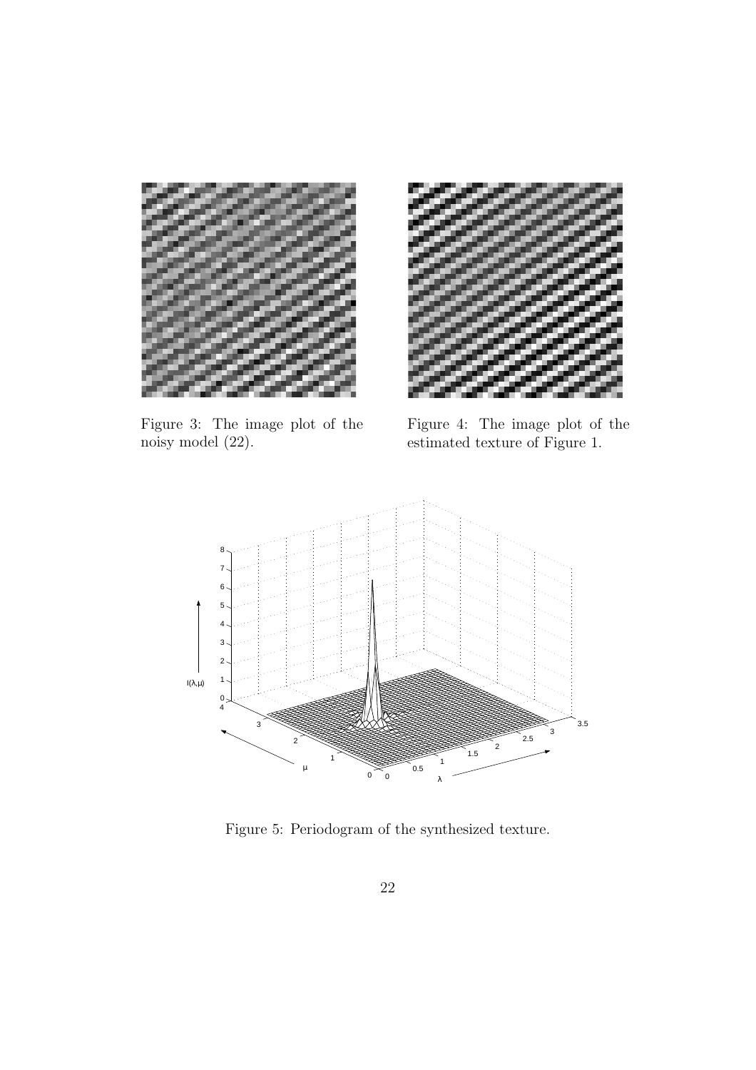Figure 3: The image plot of the noisy model (22).

Figure 4: The image plot of the estimated texture of Figure 1.

Figure 5: Periodogram of the synthesized texture.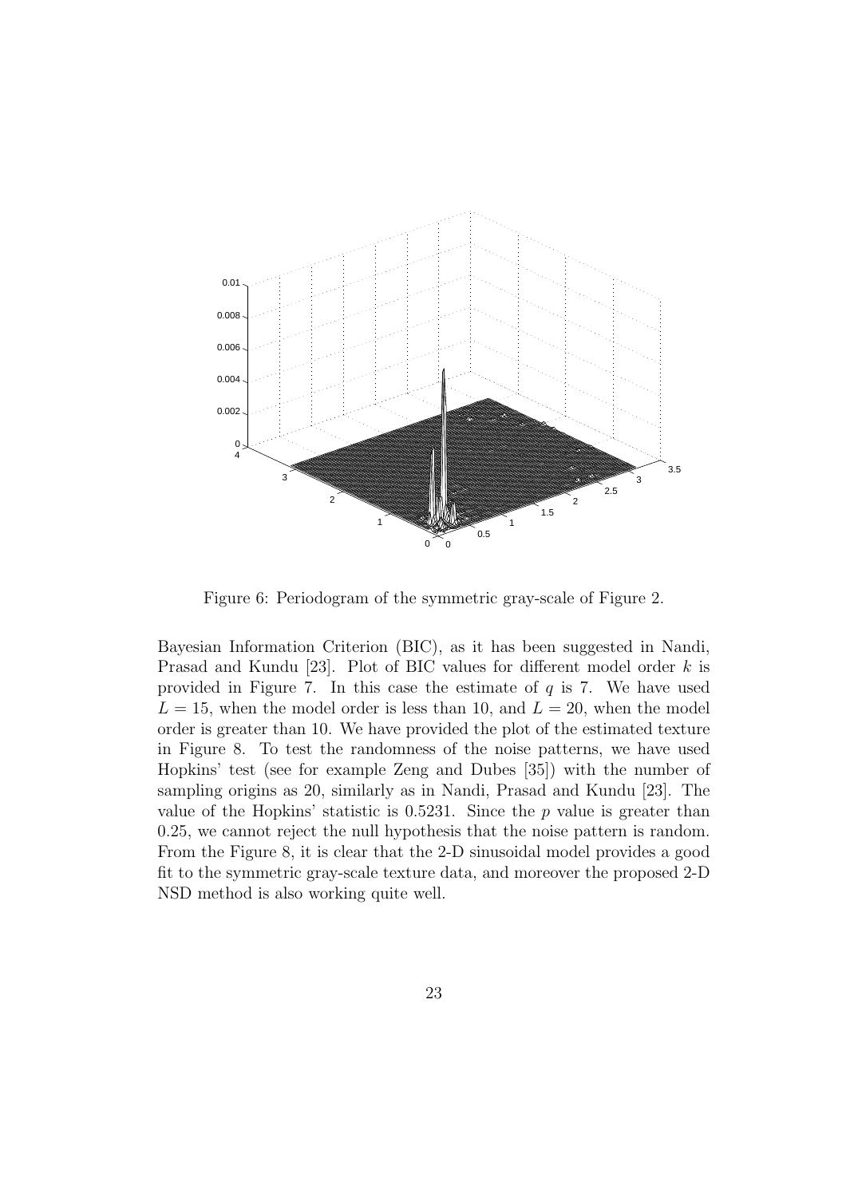Figure 6: Periodogram of the symmetric gray-scale of Figure 2.

Bayesian Information Criterion (BIC), as it has been suggested in Nandi, Prasad and Kundu [23]. Plot of BIC values for different model order $k$ is provided in Figure 7. In this case the estimate of $q$ is 7. We have used $L = 15$, when the model order is less than 10, and $L = 20$, when the model order is greater than 10. We have provided the plot of the estimated texture in Figure 8. To test the randomness of the noise patterns, we have used Hopkins' test (see for example Zeng and Dubes [35]) with the number of sampling origins as 20, similarly as in Nandi, Prasad and Kundu [23]. The value of the Hopkins' statistic is 0.5231. Since the $p$ value is greater than 0.25, we cannot reject the null hypothesis that the noise pattern is random. From the Figure 8, it is clear that the 2-D sinusoidal model provides a good fit to the symmetric gray-scale texture data, and moreover the proposed 2-D NSD method is also working quite well.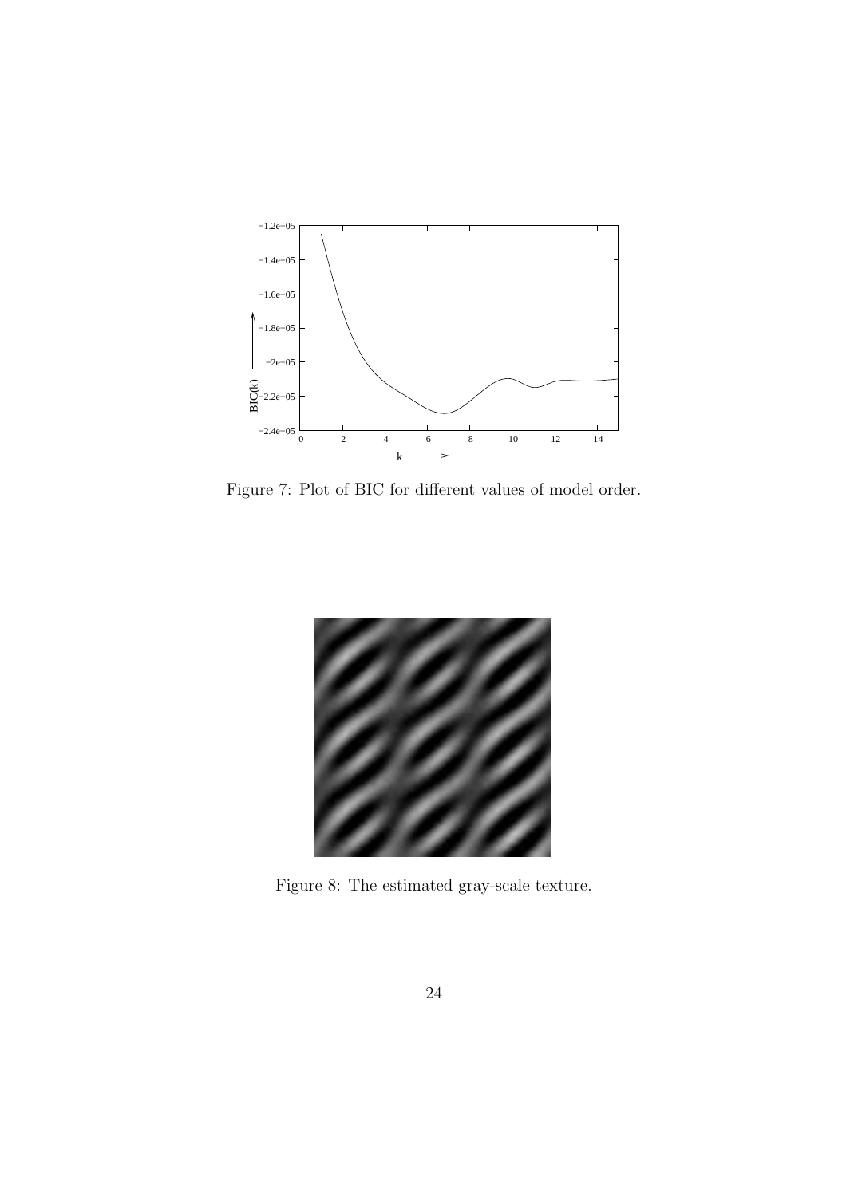Figure 7: Plot of BIC for different values of model order.

Figure 8: The estimated gray-scale texture.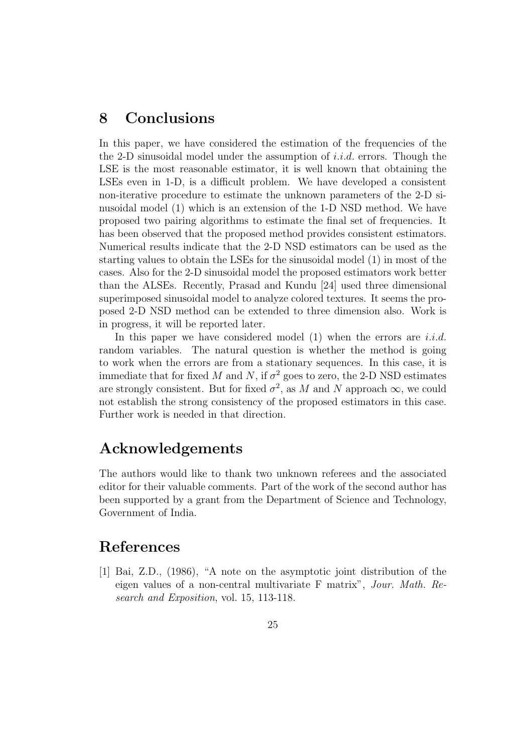# 8 Conclusions

In this paper, we have considered the estimation of the frequencies of the the 2-D sinusoidal model under the assumption of *i.i.d.* errors. Though the LSE is the most reasonable estimator, it is well known that obtaining the LSEs even in 1-D, is a difficult problem. We have developed a consistent non-iterative procedure to estimate the unknown parameters of the 2-D sinusoidal model (1) which is an extension of the 1-D NSD method. We have proposed two pairing algorithms to estimate the final set of frequencies. It has been observed that the proposed method provides consistent estimators. Numerical results indicate that the 2-D NSD estimators can be used as the starting values to obtain the LSEs for the sinusoidal model (1) in most of the cases. Also for the 2-D sinusoidal model the proposed estimators work better than the ALSEs. Recently, Prasad and Kundu [24] used three dimensional superimposed sinusoidal model to analyze colored textures. It seems the proposed 2-D NSD method can be extended to three dimension also. Work is in progress, it will be reported later.

In this paper we have considered model (1) when the errors are *i.i.d.* random variables. The natural question is whether the method is going to work when the errors are from a stationary sequences. In this case, it is immediate that for fixed $M$ and $N$, if $\sigma^2$ goes to zero, the 2-D NSD estimates are strongly consistent. But for fixed $\sigma^2$, as $M$ and $N$ approach $\infty$, we could not establish the strong consistency of the proposed estimators in this case. Further work is needed in that direction.

# Acknowledgements

The authors would like to thank two unknown referees and the associated editor for their valuable comments. Part of the work of the second author has been supported by a grant from the Department of Science and Technology, Government of India.

# References

[1] Bai, Z.D., (1986), "A note on the asymptotic joint distribution of the eigen values of a non-central multivariate F matrix", *Jour. Math. Research and Exposition*, vol. 15, 113-118.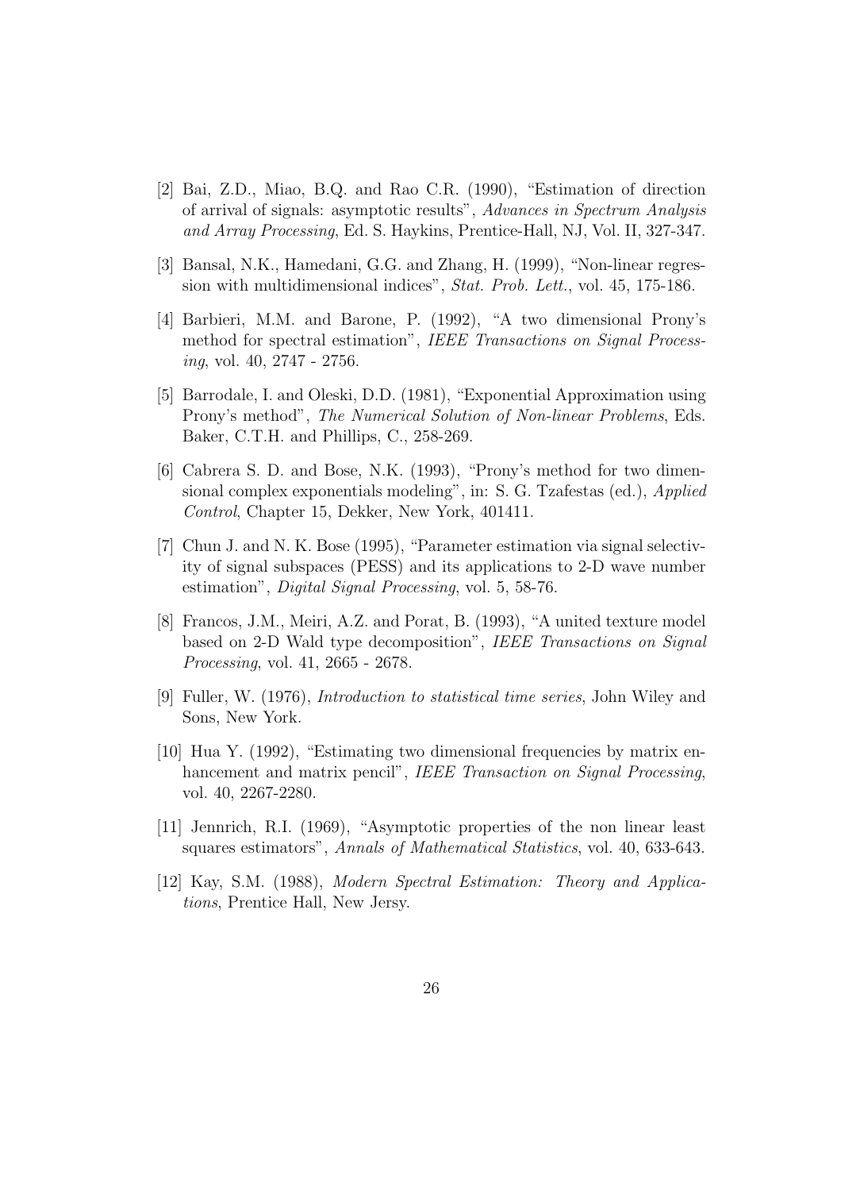[2] Bai, Z.D., Miao, B.Q. and Rao C.R. (1990), "Estimation of direction of arrival of signals: asymptotic results", *Advances in Spectrum Analysis and Array Processing*, Ed. S. Haykins, Prentice-Hall, NJ, Vol. II, 327-347.

[3] Bansal, N.K., Hamedani, G.G. and Zhang, H. (1999), "Non-linear regression with multidimensional indices", *Stat. Prob. Lett.*, vol. 45, 175-186.

[4] Barbieri, M.M. and Barone, P. (1992), "A two dimensional Prony's method for spectral estimation", *IEEE Transactions on Signal Processing*, vol. 40, 2747 - 2756.

[5] Barrodale, I. and Oleski, D.D. (1981), "Exponential Approximation using Prony's method", *The Numerical Solution of Non-linear Problems*, Eds. Baker, C.T.H. and Phillips, C., 258-269.

[6] Cabrera S. D. and Bose, N.K. (1993), "Prony's method for two dimensional complex exponentials modeling", in: S. G. Tzafestas (ed.), *Applied Control*, Chapter 15, Dekker, New York, 401411.

[7] Chun J. and N. K. Bose (1995), "Parameter estimation via signal selectivity of signal subspaces (PESS) and its applications to 2-D wave number estimation", *Digital Signal Processing*, vol. 5, 58-76.

[8] Francos, J.M., Meiri, A.Z. and Porat, B. (1993), "A united texture model based on 2-D Wald type decomposition", *IEEE Transactions on Signal Processing*, vol. 41, 2665 - 2678.

[9] Fuller, W. (1976), *Introduction to statistical time series*, John Wiley and Sons, New York.

[10] Hua Y. (1992), "Estimating two dimensional frequencies by matrix enhancement and matrix pencil", *IEEE Transaction on Signal Processing*, vol. 40, 2267-2280.

[11] Jennrich, R.I. (1969), "Asymptotic properties of the non linear least squares estimators", *Annals of Mathematical Statistics*, vol. 40, 633-643.

[12] Kay, S.M. (1988), *Modern Spectral Estimation: Theory and Applications*, Prentice Hall, New Jersy.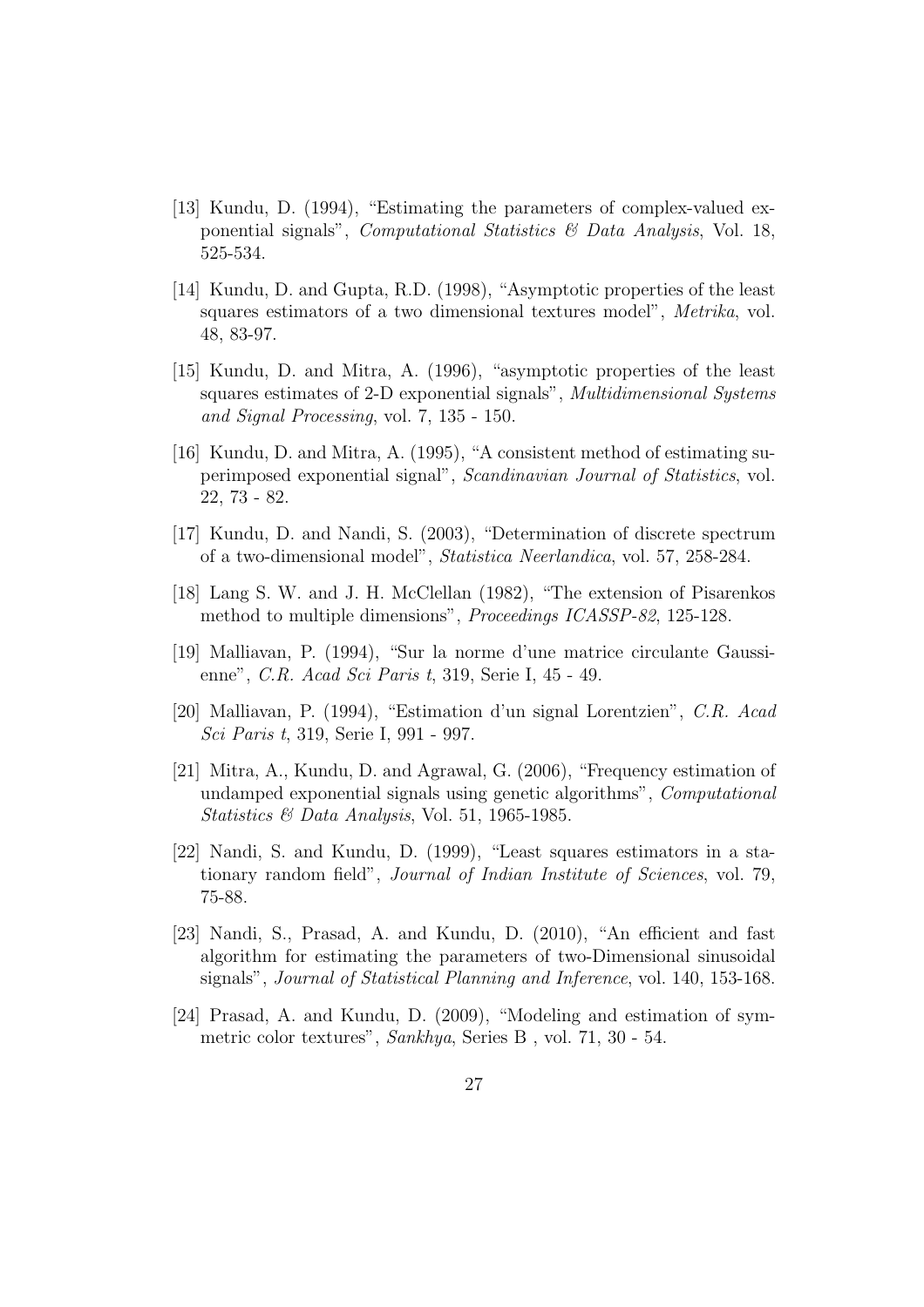[13] Kundu, D. (1994), "Estimating the parameters of complex-valued exponential signals", *Computational Statistics & Data Analysis*, Vol. 18, 525-534.

[14] Kundu, D. and Gupta, R.D. (1998), "Asymptotic properties of the least squares estimators of a two dimensional textures model", *Metrika*, vol. 48, 83-97.

[15] Kundu, D. and Mitra, A. (1996), "asymptotic properties of the least squares estimates of 2-D exponential signals", *Multidimensional Systems and Signal Processing*, vol. 7, 135 - 150.

[16] Kundu, D. and Mitra, A. (1995), "A consistent method of estimating superimposed exponential signal", *Scandinavian Journal of Statistics*, vol. 22, 73 - 82.

[17] Kundu, D. and Nandi, S. (2003), "Determination of discrete spectrum of a two-dimensional model", *Statistica Neerlandica*, vol. 57, 258-284.

[18] Lang S. W. and J. H. McClellan (1982), "The extension of Pisarenkos method to multiple dimensions", *Proceedings ICASSP-82*, 125-128.

[19] Malliavan, P. (1994), "Sur la norme d'une matrice circulante Gaussienne", *C.R. Acad Sci Paris t*, 319, Serie I, 45 - 49.

[20] Malliavan, P. (1994), "Estimation d'un signal Lorentzien", *C.R. Acad Sci Paris t*, 319, Serie I, 991 - 997.

[21] Mitra, A., Kundu, D. and Agrawal, G. (2006), "Frequency estimation of undamped exponential signals using genetic algorithms", *Computational Statistics & Data Analysis*, Vol. 51, 1965-1985.

[22] Nandi, S. and Kundu, D. (1999), "Least squares estimators in a stationary random field", *Journal of Indian Institute of Sciences*, vol. 79, 75-88.

[23] Nandi, S., Prasad, A. and Kundu, D. (2010), "An efficient and fast algorithm for estimating the parameters of two-Dimensional sinusoidal signals", *Journal of Statistical Planning and Inference*, vol. 140, 153-168.

[24] Prasad, A. and Kundu, D. (2009), "Modeling and estimation of symmetric color textures", *Sankhya*, Series B , vol. 71, 30 - 54.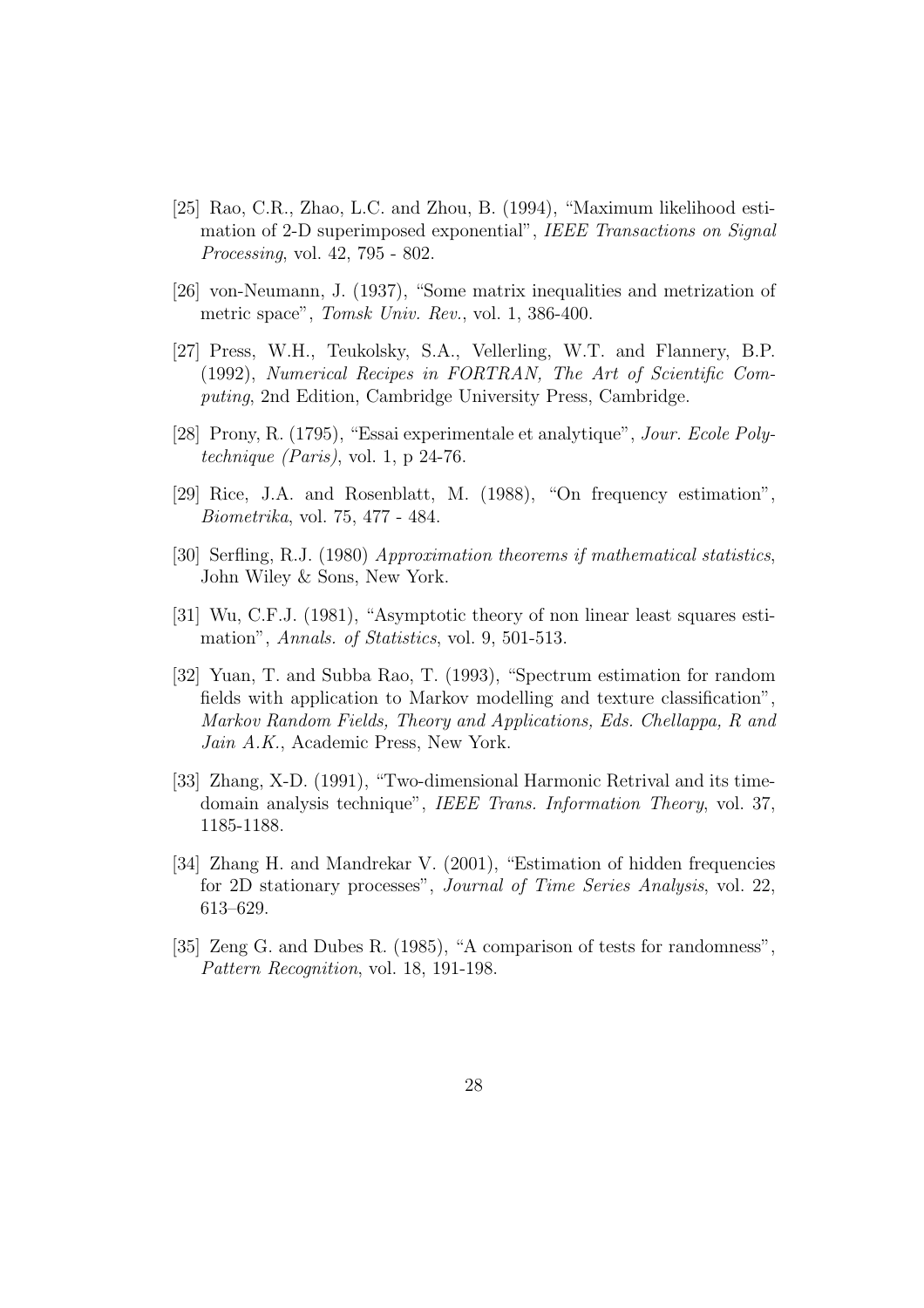[25] Rao, C.R., Zhao, L.C. and Zhou, B. (1994), "Maximum likelihood estimation of 2-D superimposed exponential", *IEEE Transactions on Signal Processing*, vol. 42, 795 - 802.

[26] von-Neumann, J. (1937), "Some matrix inequalities and metrization of metric space", *Tomsk Univ. Rev.*, vol. 1, 386-400.

[27] Press, W.H., Teukolsky, S.A., Vellerling, W.T. and Flannery, B.P. (1992), *Numerical Recipes in FORTRAN, The Art of Scientific Computing*, 2nd Edition, Cambridge University Press, Cambridge.

[28] Prony, R. (1795), "Essai experimentale et analytique", *Jour. Ecole Polytechnique (Paris)*, vol. 1, p 24-76.

[29] Rice, J.A. and Rosenblatt, M. (1988), "On frequency estimation", *Biometrika*, vol. 75, 477 - 484.

[30] Serfling, R.J. (1980) *Approximation theorems if mathematical statistics*, John Wiley & Sons, New York.

[31] Wu, C.F.J. (1981), "Asymptotic theory of non linear least squares estimation", *Annals. of Statistics*, vol. 9, 501-513.

[32] Yuan, T. and Subba Rao, T. (1993), "Spectrum estimation for random fields with application to Markov modelling and texture classification", *Markov Random Fields, Theory and Applications, Eds. Chellappa, R and Jain A.K.*, Academic Press, New York.

[33] Zhang, X-D. (1991), "Two-dimensional Harmonic Retrival and its time-domain analysis technique", *IEEE Trans. Information Theory*, vol. 37, 1185-1188.

[34] Zhang H. and Mandrekar V. (2001), "Estimation of hidden frequencies for 2D stationary processes", *Journal of Time Series Analysis*, vol. 22, 613–629.

[35] Zeng G. and Dubes R. (1985), "A comparison of tests for randomness", *Pattern Recognition*, vol. 18, 191-198.